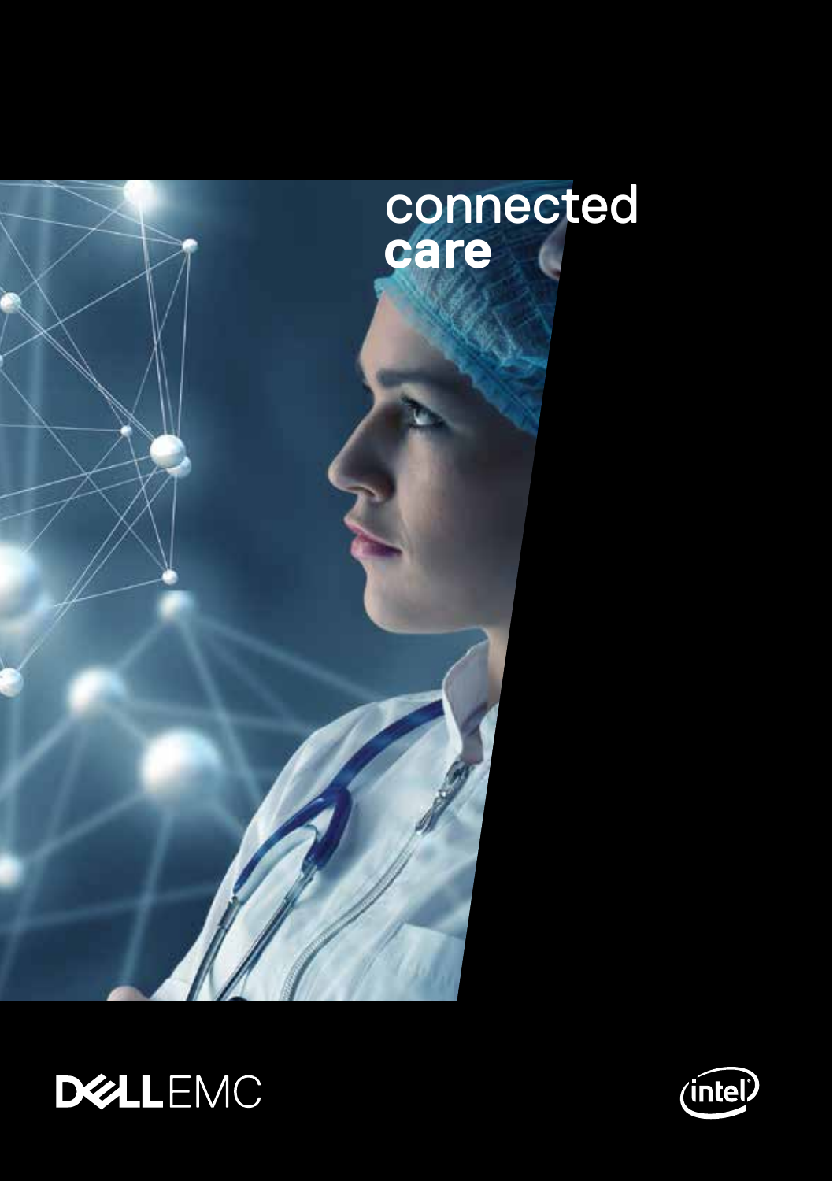# connected **care**

DELL EMC

intel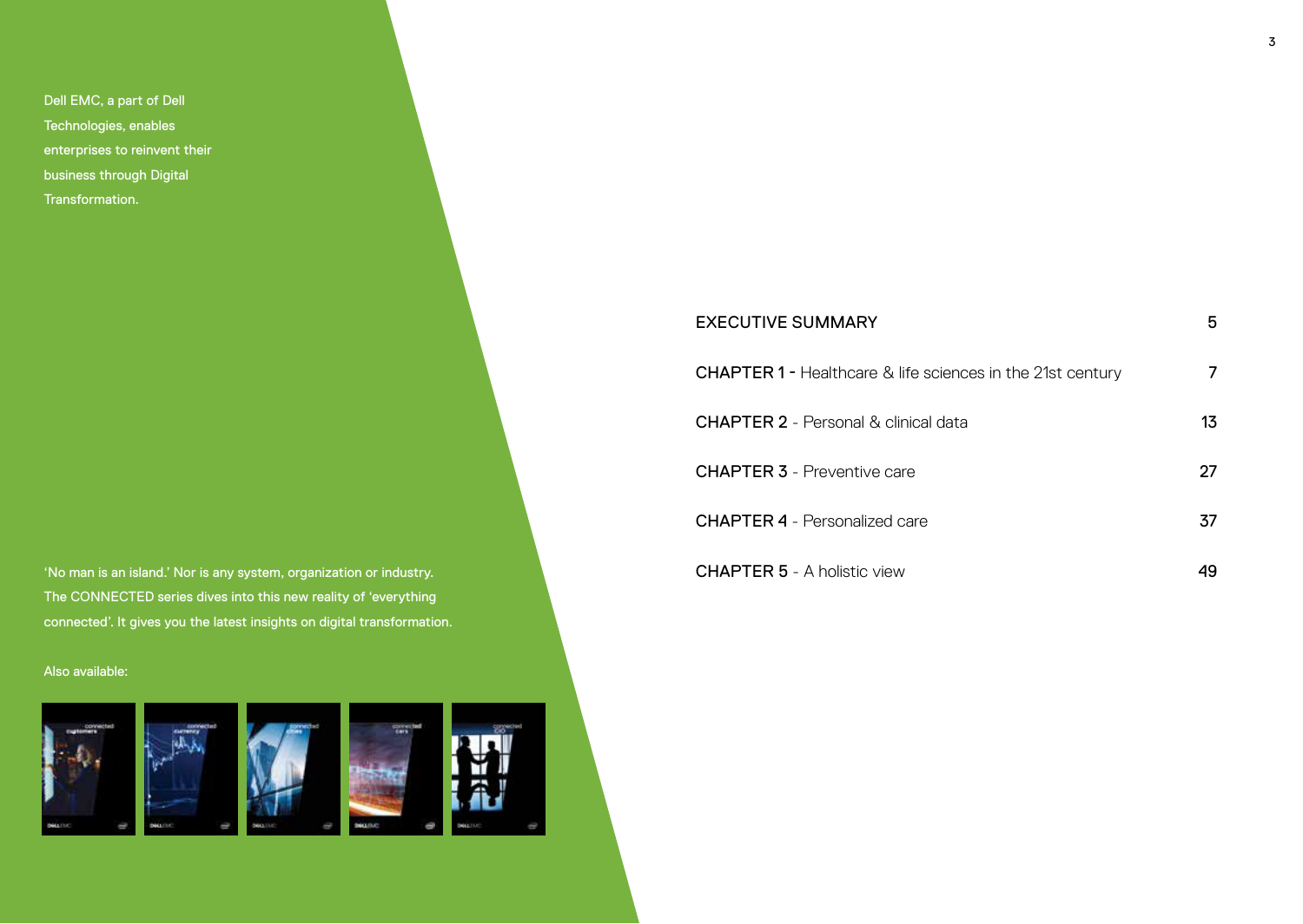Dell EMC, a part of Dell Technologies, enables enterprises to reinvent their business through Digital Transformation.

‘No man is an island.’ Nor is any system, organization or industry. The CONNECTED series dives into this new reality of ‘everything connected’. It gives you the latest insights on digital transformation.

Also available:

| | |
|---|---|
| EXECUTIVE SUMMARY | 5 |
| CHAPTER 1 - Healthcare & life sciences in the 21st century | 7 |
| CHAPTER 2 - Personal & clinical data | 13 |
| CHAPTER 3 - Preventive care | 27 |
| CHAPTER 4 - Personalized care | 37 |
| CHAPTER 5 - A holistic view | 49 |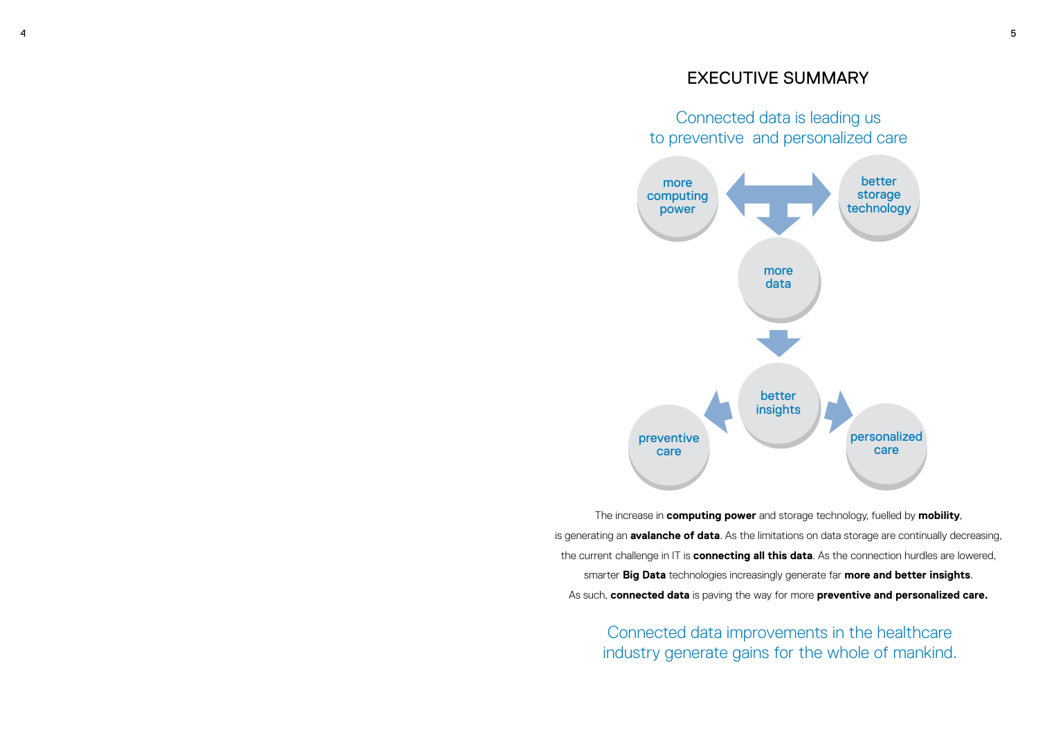# EXECUTIVE SUMMARY

## Connected data is leading us to preventive and personalized care

more computing power

better storage technology

more data

better insights

preventive care

personalized care

The increase in **computing power** and storage technology, fuelled by **mobility**, is generating an **avalanche of data**. As the limitations on data storage are continually decreasing, the current challenge in IT is **connecting all this data**. As the connection hurdles are lowered, smarter **Big Data** technologies increasingly generate far **more and better insights**. As such, **connected data** is paving the way for more **preventive and personalized care.**

## Connected data improvements in the healthcare industry generate gains for the whole of mankind.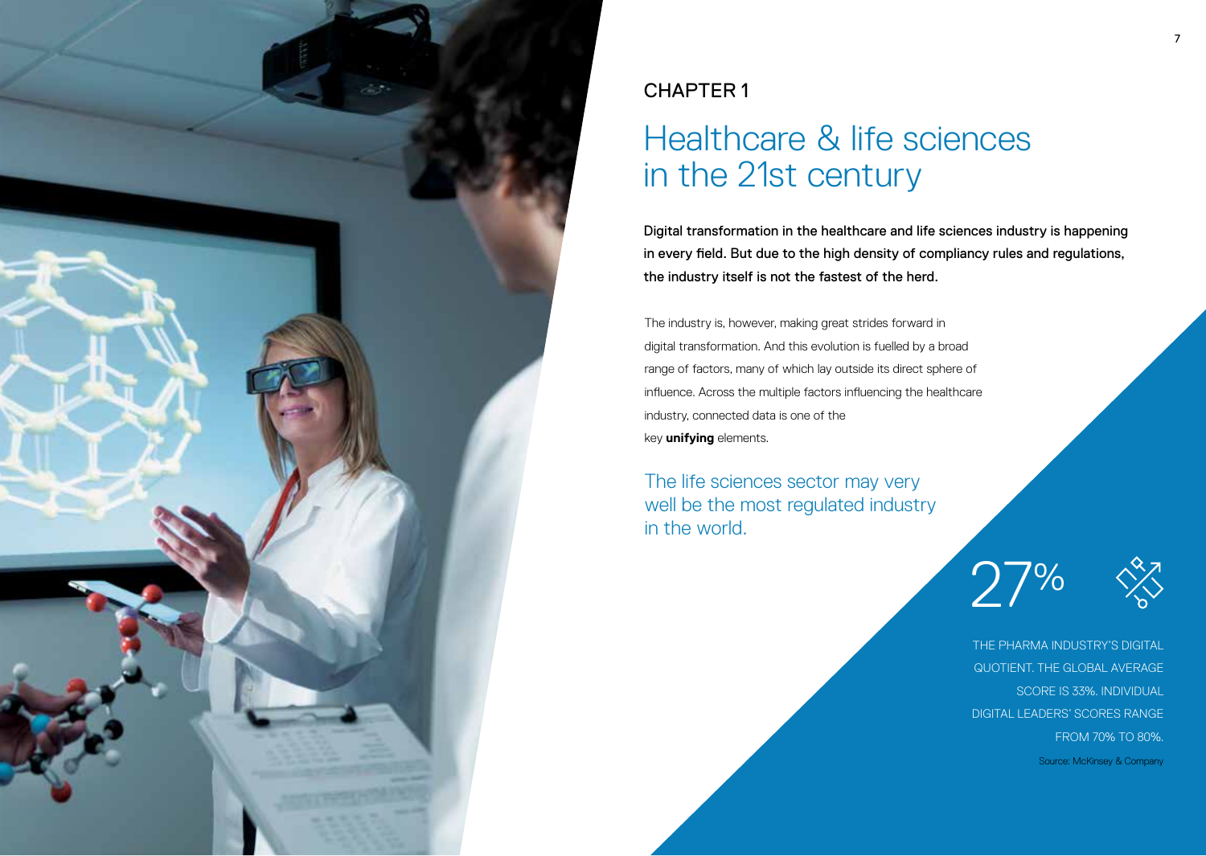CHAPTER 1

# Healthcare & life sciences in the 21st century

**Digital transformation in the healthcare and life sciences industry is happening in every field. But due to the high density of compliancy rules and regulations, the industry itself is not the fastest of the herd.**

The industry is, however, making great strides forward in digital transformation. And this evolution is fuelled by a broad range of factors, many of which lay outside its direct sphere of influence. Across the multiple factors influencing the healthcare industry, connected data is one of the key **unifying** elements.

The life sciences sector may very well be the most regulated industry in the world.

27%

THE PHARMA INDUSTRY'S DIGITAL QUOTIENT. THE GLOBAL AVERAGE SCORE IS 33%. INDIVIDUAL DIGITAL LEADERS' SCORES RANGE FROM 70% TO 80%.

Source: McKinsey & Company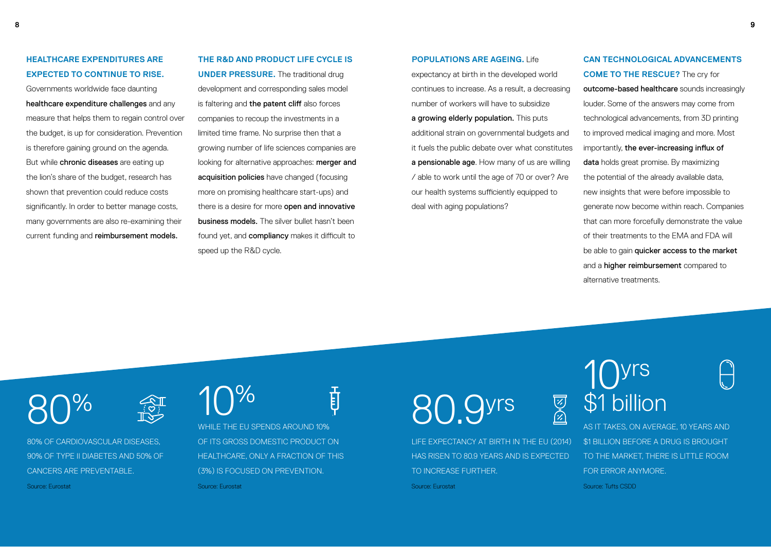**HEALTHCARE EXPENDITURES ARE EXPECTED TO CONTINUE TO RISE.**
Governments worldwide face daunting **healthcare expenditure challenges** and any measure that helps them to regain control over the budget, is up for consideration. Prevention is therefore gaining ground on the agenda. But while **chronic diseases** are eating up the lion's share of the budget, research has shown that prevention could reduce costs significantly. In order to better manage costs, many governments are also re-examining their current funding and **reimbursement models.**

**THE R&D AND PRODUCT LIFE CYCLE IS UNDER PRESSURE.** The traditional drug development and corresponding sales model is faltering and **the patent cliff** also forces companies to recoup the investments in a limited time frame. No surprise then that a growing number of life sciences companies are looking for alternative approaches: **merger and acquisition policies** have changed (focusing more on promising healthcare start-ups) and there is a desire for more **open and innovative business models.** The silver bullet hasn't been found yet, and **compliancy** makes it difficult to speed up the R&D cycle.

**POPULATIONS ARE AGEING.** Life expectancy at birth in the developed world continues to increase. As a result, a decreasing number of workers will have to subsidize **a growing elderly population.** This puts additional strain on governmental budgets and it fuels the public debate over what constitutes **a pensionable age**. How many of us are willing / able to work until the age of 70 or over? Are our health systems sufficiently equipped to deal with aging populations?

**CAN TECHNOLOGICAL ADVANCEMENTS COME TO THE RESCUE?** The cry for **outcome-based healthcare** sounds increasingly louder. Some of the answers may come from technological advancements, from 3D printing to improved medical imaging and more. Most importantly, **the ever-increasing influx of data** holds great promise. By maximizing the potential of the already available data, new insights that were before impossible to generate now become within reach. Companies that can more forcefully demonstrate the value of their treatments to the EMA and FDA will be able to gain **quicker access to the market** and a **higher reimbursement** compared to alternative treatments.

**80%**

80% OF CARDIOVASCULAR DISEASES, 90% OF TYPE II DIABETES AND 50% OF CANCERS ARE PREVENTABLE.

Source: Eurostat

**10%**

WHILE THE EU SPENDS AROUND 10% OF ITS GROSS DOMESTIC PRODUCT ON HEALTHCARE, ONLY A FRACTION OF THIS (3%) IS FOCUSED ON PREVENTION.

Source: Eurostat

**80.9yrs**

LIFE EXPECTANCY AT BIRTH IN THE EU (2014) HAS RISEN TO 80.9 YEARS AND IS EXPECTED TO INCREASE FURTHER.

Source: Eurostat

**10yrs**
**$1 billion**

AS IT TAKES, ON AVERAGE, 10 YEARS AND $1 BILLION BEFORE A DRUG IS BROUGHT TO THE MARKET, THERE IS LITTLE ROOM FOR ERROR ANYMORE.

Source: Tufts CSDD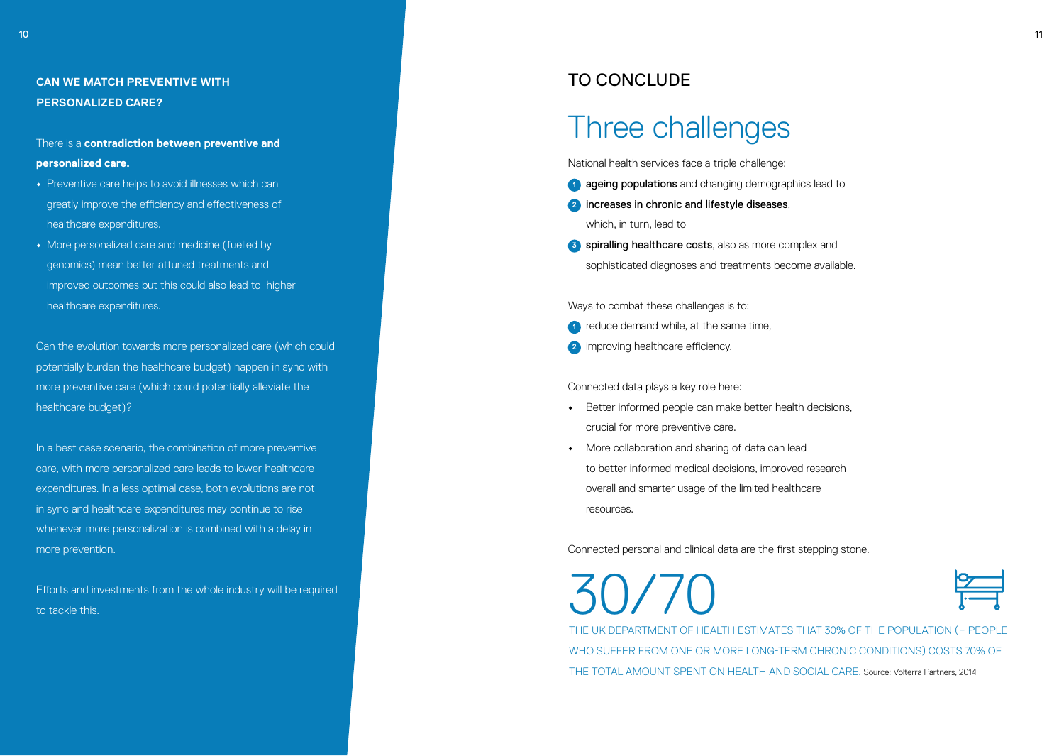## CAN WE MATCH PREVENTIVE WITH PERSONALIZED CARE?

There is a **contradiction between preventive and personalized care.**

- Preventive care helps to avoid illnesses which can greatly improve the efficiency and effectiveness of healthcare expenditures.
- More personalized care and medicine (fuelled by genomics) mean better attuned treatments and improved outcomes but this could also lead to higher healthcare expenditures.

Can the evolution towards more personalized care (which could potentially burden the healthcare budget) happen in sync with more preventive care (which could potentially alleviate the healthcare budget)?

In a best case scenario, the combination of more preventive care, with more personalized care leads to lower healthcare expenditures. In a less optimal case, both evolutions are not in sync and healthcare expenditures may continue to rise whenever more personalization is combined with a delay in more prevention.

Efforts and investments from the whole industry will be required to tackle this.

## TO CONCLUDE

# Three challenges

National health services face a triple challenge:

1. **ageing populations** and changing demographics lead to
2. **increases in chronic and lifestyle diseases**, which, in turn, lead to
3. **spiralling healthcare costs**, also as more complex and sophisticated diagnoses and treatments become available.

Ways to combat these challenges is to:

1. reduce demand while, at the same time,
2. improving healthcare efficiency.

Connected data plays a key role here:

- Better informed people can make better health decisions, crucial for more preventive care.
- More collaboration and sharing of data can lead to better informed medical decisions, improved research overall and smarter usage of the limited healthcare resources.

Connected personal and clinical data are the first stepping stone.

30/70

THE UK DEPARTMENT OF HEALTH ESTIMATES THAT 30% OF THE POPULATION (= PEOPLE WHO SUFFER FROM ONE OR MORE LONG-TERM CHRONIC CONDITIONS) COSTS 70% OF THE TOTAL AMOUNT SPENT ON HEALTH AND SOCIAL CARE. Source: Volterra Partners, 2014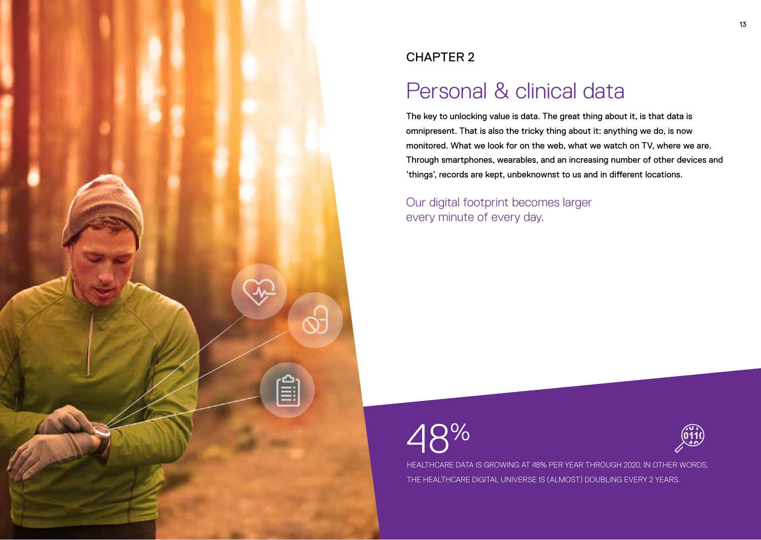CHAPTER 2

# Personal & clinical data

The key to unlocking value is data. The great thing about it, is that data is omnipresent. That is also the tricky thing about it: anything we do, is now monitored. What we look for on the web, what we watch on TV, where we are. Through smartphones, wearables, and an increasing number of other devices and 'things', records are kept, unbeknownst to us and in different locations.

Our digital footprint becomes larger every minute of every day.

48%

HEALTHCARE DATA IS GROWING AT 48% PER YEAR THROUGH 2020. IN OTHER WORDS, THE HEALTHCARE DIGITAL UNIVERSE IS (ALMOST) DOUBLING EVERY 2 YEARS.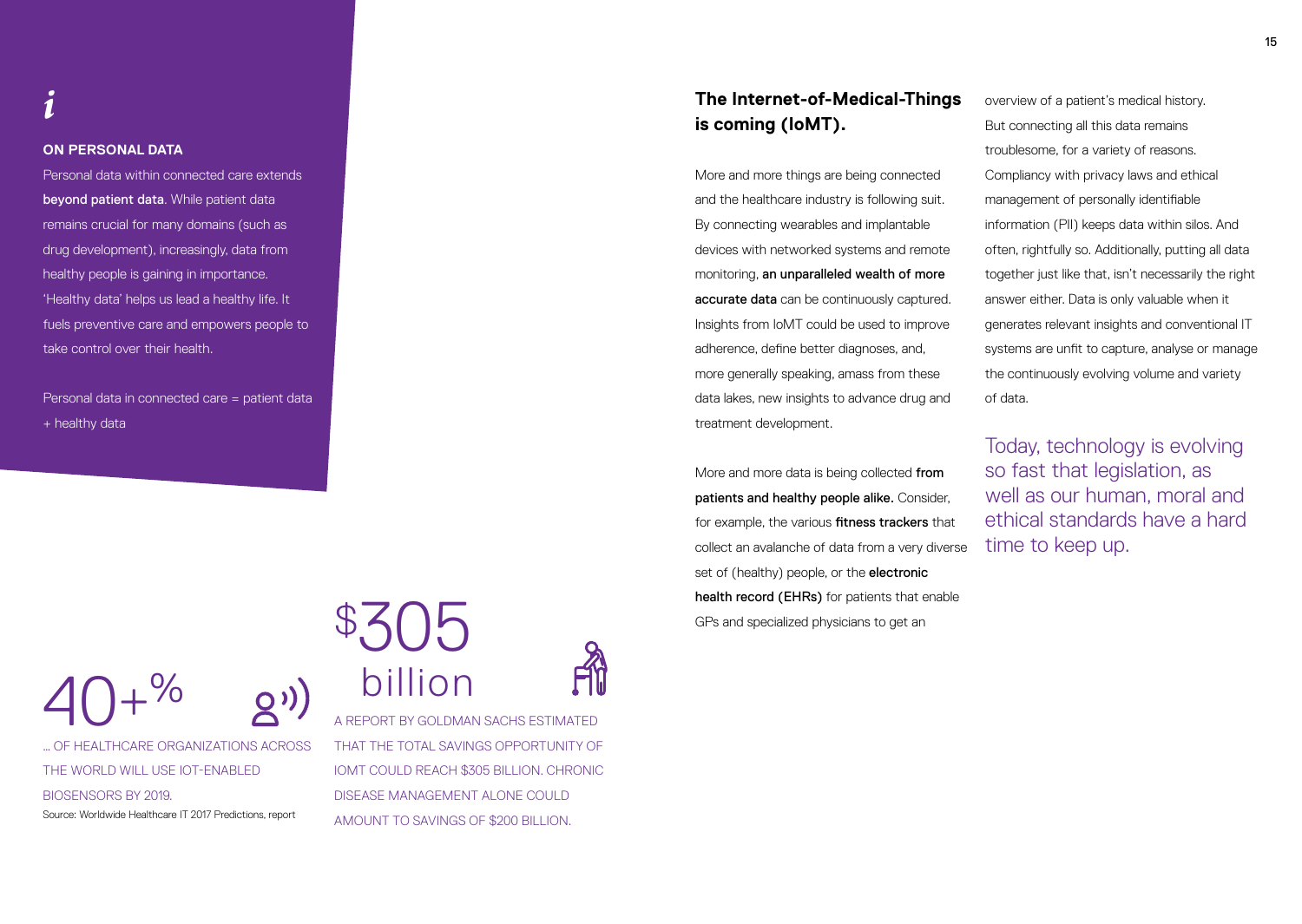## ON PERSONAL DATA

Personal data within connected care extends **beyond patient data**. While patient data remains crucial for many domains (such as drug development), increasingly, data from healthy people is gaining in importance. 'Healthy data' helps us lead a healthy life. It fuels preventive care and empowers people to take control over their health.

Personal data in connected care = patient data + healthy data

**40+%**

... OF HEALTHCARE ORGANIZATIONS ACROSS THE WORLD WILL USE IOT-ENABLED BIOSENSORS BY 2019.

Source: Worldwide Healthcare IT 2017 Predictions, report

**$305 billion**

A REPORT BY GOLDMAN SACHS ESTIMATED THAT THE TOTAL SAVINGS OPPORTUNITY OF IOMT COULD REACH $305 BILLION. CHRONIC DISEASE MANAGEMENT ALONE COULD AMOUNT TO SAVINGS OF $200 BILLION.

## The Internet-of-Medical-Things is coming (IoMT).

More and more things are being connected and the healthcare industry is following suit. By connecting wearables and implantable devices with networked systems and remote monitoring, **an unparalleled wealth of more accurate data** can be continuously captured. Insights from IoMT could be used to improve adherence, define better diagnoses, and, more generally speaking, amass from these data lakes, new insights to advance drug and treatment development.

More and more data is being collected **from patients and healthy people alike.** Consider, for example, the various **fitness trackers** that collect an avalanche of data from a very diverse set of (healthy) people, or the **electronic health record (EHRs)** for patients that enable GPs and specialized physicians to get an overview of a patient's medical history. But connecting all this data remains troublesome, for a variety of reasons. Compliancy with privacy laws and ethical management of personally identifiable information (PII) keeps data within silos. And often, rightfully so. Additionally, putting all data together just like that, isn't necessarily the right answer either. Data is only valuable when it generates relevant insights and conventional IT systems are unfit to capture, analyse or manage the continuously evolving volume and variety of data.

> Today, technology is evolving so fast that legislation, as well as our human, moral and ethical standards have a hard time to keep up.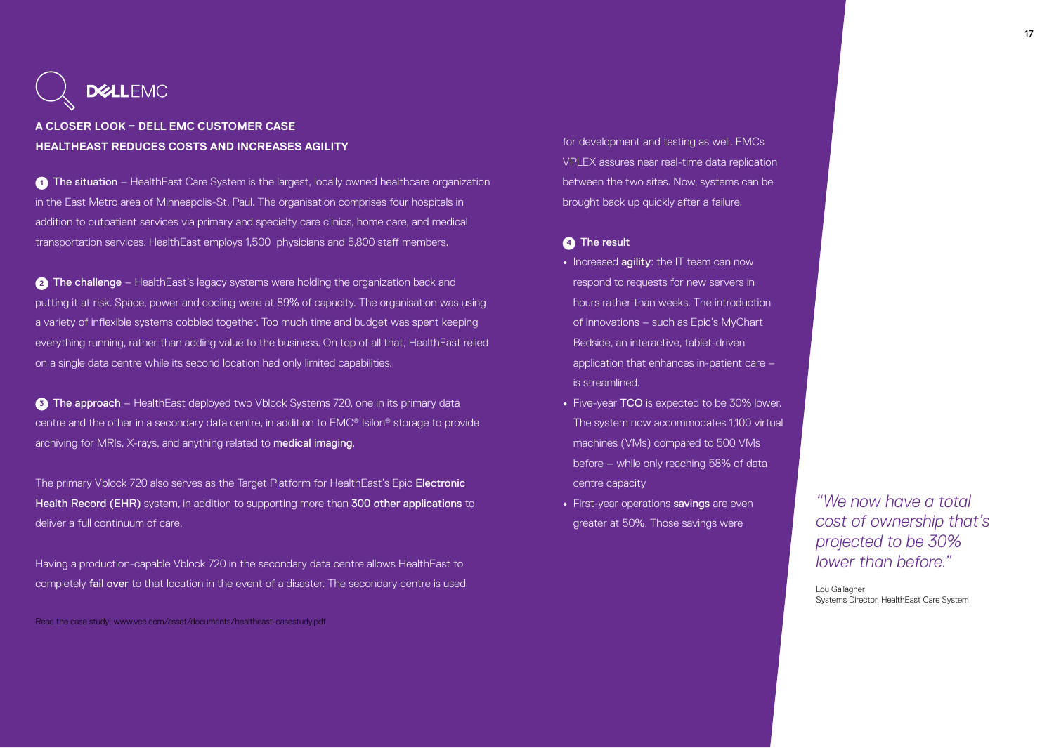DELL EMC

## A CLOSER LOOK – DELL EMC CUSTOMER CASE
## HEALTHEAST REDUCES COSTS AND INCREASES AGILITY

1 **The situation** – HealthEast Care System is the largest, locally owned healthcare organization in the East Metro area of Minneapolis-St. Paul. The organisation comprises four hospitals in addition to outpatient services via primary and specialty care clinics, home care, and medical transportation services. HealthEast employs 1,500 physicians and 5,800 staff members.

2 **The challenge** – HealthEast's legacy systems were holding the organization back and putting it at risk. Space, power and cooling were at 89% of capacity. The organisation was using a variety of inflexible systems cobbled together. Too much time and budget was spent keeping everything running, rather than adding value to the business. On top of all that, HealthEast relied on a single data centre while its second location had only limited capabilities.

3 **The approach** – HealthEast deployed two Vblock Systems 720, one in its primary data centre and the other in a secondary data centre, in addition to EMC® Isilon® storage to provide archiving for MRIs, X-rays, and anything related to **medical imaging**.

The primary Vblock 720 also serves as the Target Platform for HealthEast's Epic **Electronic Health Record (EHR)** system, in addition to supporting more than **300 other applications** to deliver a full continuum of care.

Having a production-capable Vblock 720 in the secondary data centre allows HealthEast to completely **fail over** to that location in the event of a disaster. The secondary centre is used for development and testing as well. EMCs VPLEX assures near real-time data replication between the two sites. Now, systems can be brought back up quickly after a failure.

4 **The result**

- Increased **agility**: the IT team can now respond to requests for new servers in hours rather than weeks. The introduction of innovations – such as Epic's MyChart Bedside, an interactive, tablet-driven application that enhances in-patient care – is streamlined.
- Five-year **TCO** is expected to be 30% lower. The system now accommodates 1,100 virtual machines (VMs) compared to 500 VMs before – while only reaching 58% of data centre capacity
- First-year operations **savings** are even greater at 50%. Those savings were

*"We now have a total cost of ownership that's projected to be 30% lower than before."*

Lou Gallagher
Systems Director, HealthEast Care System

Read the case study: www.vce.com/asset/documents/healtheast-casestudy.pdf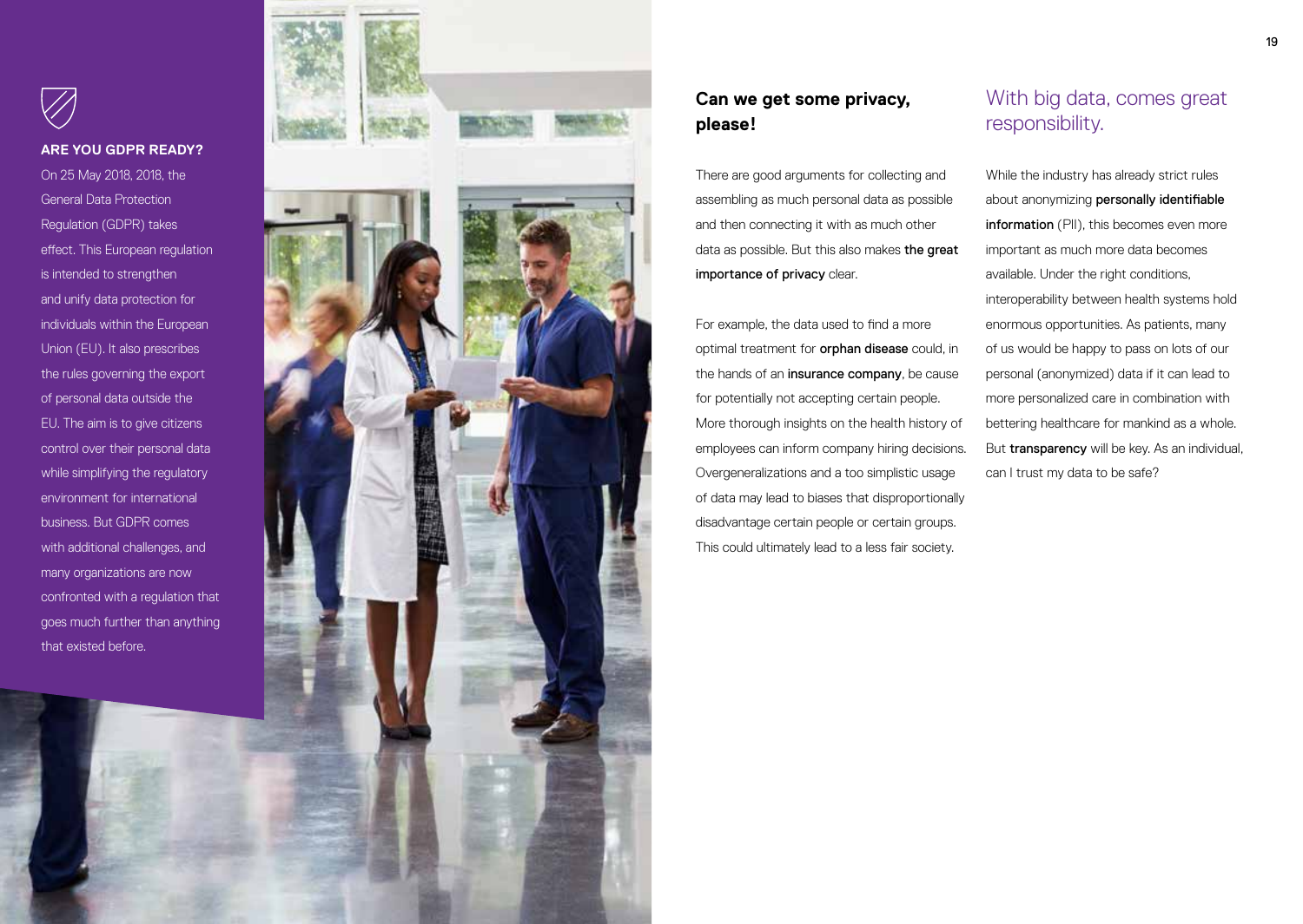### ARE YOU GDPR READY?

On 25 May 2018, 2018, the General Data Protection Regulation (GDPR) takes effect. This European regulation is intended to strengthen and unify data protection for individuals within the European Union (EU). It also prescribes the rules governing the export of personal data outside the EU. The aim is to give citizens control over their personal data while simplifying the regulatory environment for international business. But GDPR comes with additional challenges, and many organizations are now confronted with a regulation that goes much further than anything that existed before.

## Can we get some privacy, please!

There are good arguments for collecting and assembling as much personal data as possible and then connecting it with as much other data as possible. But this also makes **the great importance of privacy** clear.

For example, the data used to find a more optimal treatment for **orphan disease** could, in the hands of an **insurance company**, be cause for potentially not accepting certain people. More thorough insights on the health history of employees can inform company hiring decisions. Overgeneralizations and a too simplistic usage of data may lead to biases that disproportionally disadvantage certain people or certain groups. This could ultimately lead to a less fair society.

## With big data, comes great responsibility.

While the industry has already strict rules about anonymizing **personally identifiable information** (PII), this becomes even more important as much more data becomes available. Under the right conditions, interoperability between health systems hold enormous opportunities. As patients, many of us would be happy to pass on lots of our personal (anonymized) data if it can lead to more personalized care in combination with bettering healthcare for mankind as a whole. But **transparency** will be key. As an individual, can I trust my data to be safe?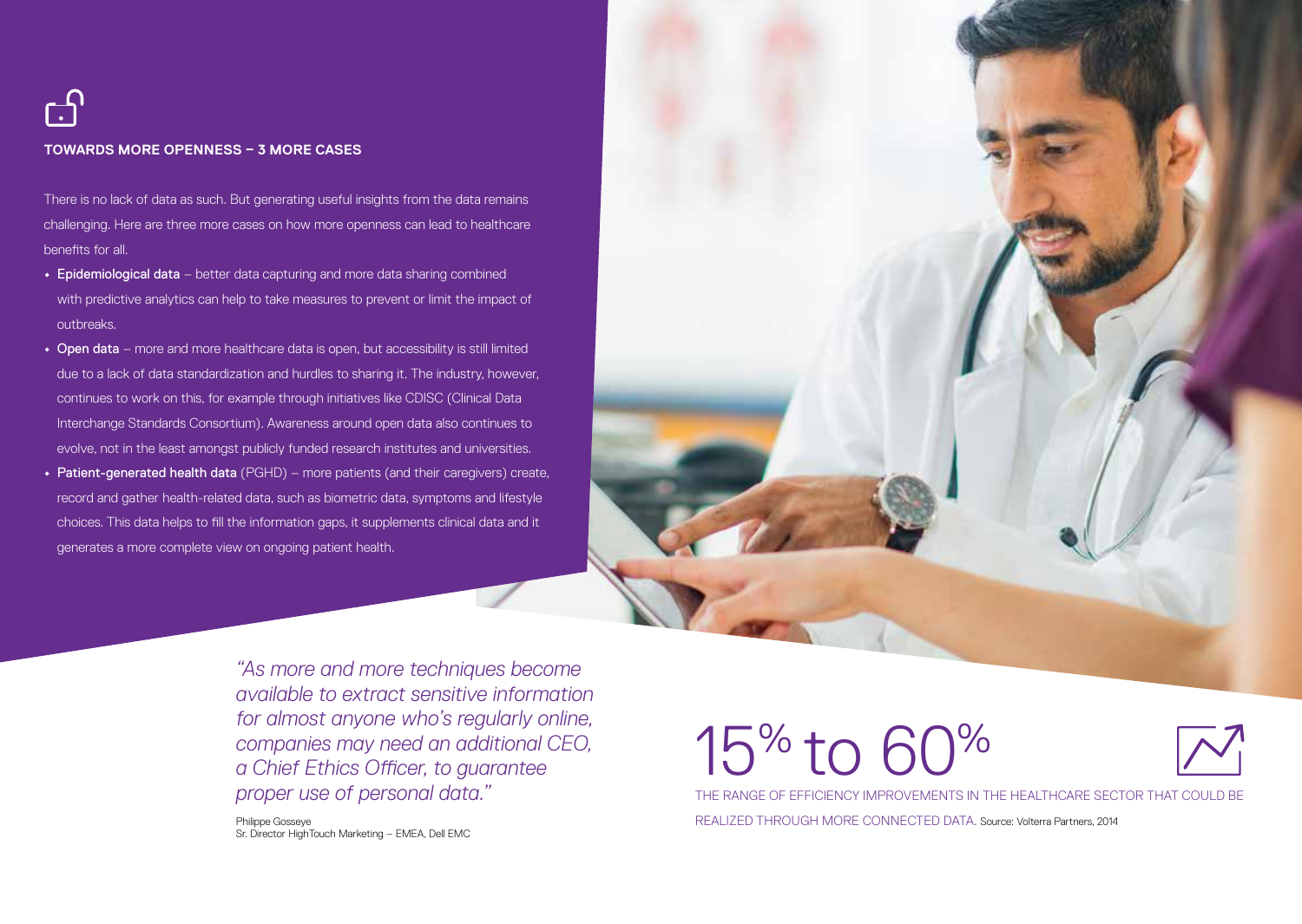### TOWARDS MORE OPENNESS – 3 MORE CASES

There is no lack of data as such. But generating useful insights from the data remains challenging. Here are three more cases on how more openness can lead to healthcare benefits for all.

- **Epidemiological data** – better data capturing and more data sharing combined with predictive analytics can help to take measures to prevent or limit the impact of outbreaks.
- **Open data** – more and more healthcare data is open, but accessibility is still limited due to a lack of data standardization and hurdles to sharing it. The industry, however, continues to work on this, for example through initiatives like CDISC (Clinical Data Interchange Standards Consortium). Awareness around open data also continues to evolve, not in the least amongst publicly funded research institutes and universities.
- **Patient-generated health data** (PGHD) – more patients (and their caregivers) create, record and gather health-related data, such as biometric data, symptoms and lifestyle choices. This data helps to fill the information gaps, it supplements clinical data and it generates a more complete view on ongoing patient health.

*"As more and more techniques become available to extract sensitive information for almost anyone who's regularly online, companies may need an additional CEO, a Chief Ethics Officer, to guarantee proper use of personal data."*

Philippe Gosseye
Sr. Director HighTouch Marketing – EMEA, Dell EMC

**15% to 60%**

THE RANGE OF EFFICIENCY IMPROVEMENTS IN THE HEALTHCARE SECTOR THAT COULD BE REALIZED THROUGH MORE CONNECTED DATA. Source: Volterra Partners, 2014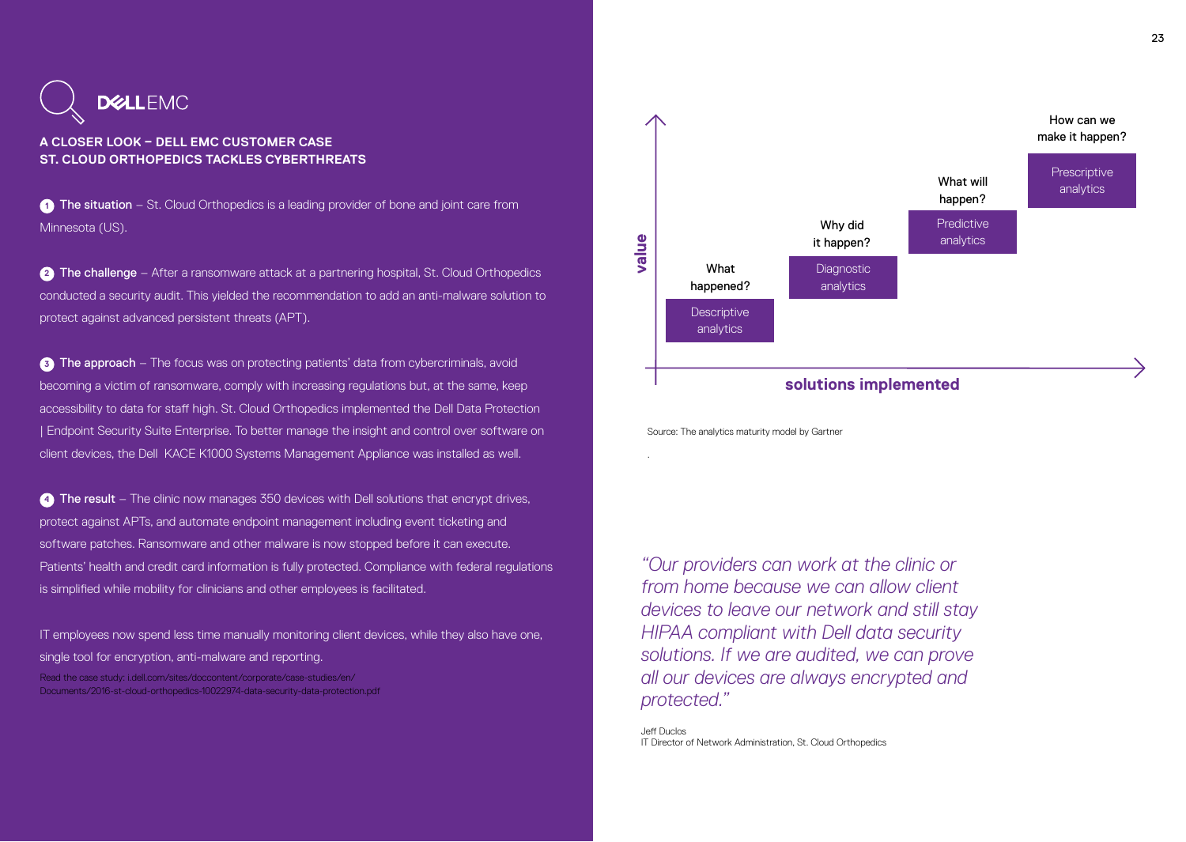DELL EMC

### A CLOSER LOOK – DELL EMC CUSTOMER CASE
### ST. CLOUD ORTHOPEDICS TACKLES CYBERTHREATS

1. **The situation** – St. Cloud Orthopedics is a leading provider of bone and joint care from Minnesota (US).

2. **The challenge** – After a ransomware attack at a partnering hospital, St. Cloud Orthopedics conducted a security audit. This yielded the recommendation to add an anti-malware solution to protect against advanced persistent threats (APT).

3. **The approach** – The focus was on protecting patients' data from cybercriminals, avoid becoming a victim of ransomware, comply with increasing regulations but, at the same, keep accessibility to data for staff high. St. Cloud Orthopedics implemented the Dell Data Protection | Endpoint Security Suite Enterprise. To better manage the insight and control over software on client devices, the Dell KACE K1000 Systems Management Appliance was installed as well.

4. **The result** – The clinic now manages 350 devices with Dell solutions that encrypt drives, protect against APTs, and automate endpoint management including event ticketing and software patches. Ransomware and other malware is now stopped before it can execute. Patients' health and credit card information is fully protected. Compliance with federal regulations is simplified while mobility for clinicians and other employees is facilitated.

IT employees now spend less time manually monitoring client devices, while they also have one, single tool for encryption, anti-malware and reporting.

Read the case study: i.dell.com/sites/doccontent/corporate/case-studies/en/Documents/2016-st-cloud-orthopedics-10022974-data-security-data-protection.pdf

| value ↑ / solutions implemented → | Question | Analytics |
|---|---|---|
| 1 | What happened? | Descriptive analytics |
| 2 | Why did it happen? | Diagnostic analytics |
| 3 | What will happen? | Predictive analytics |
| 4 | How can we make it happen? | Prescriptive analytics |

Source: The analytics maturity model by Gartner

*"Our providers can work at the clinic or from home because we can allow client devices to leave our network and still stay HIPAA compliant with Dell data security solutions. If we are audited, we can prove all our devices are always encrypted and protected."*

Jeff Duclos
IT Director of Network Administration, St. Cloud Orthopedics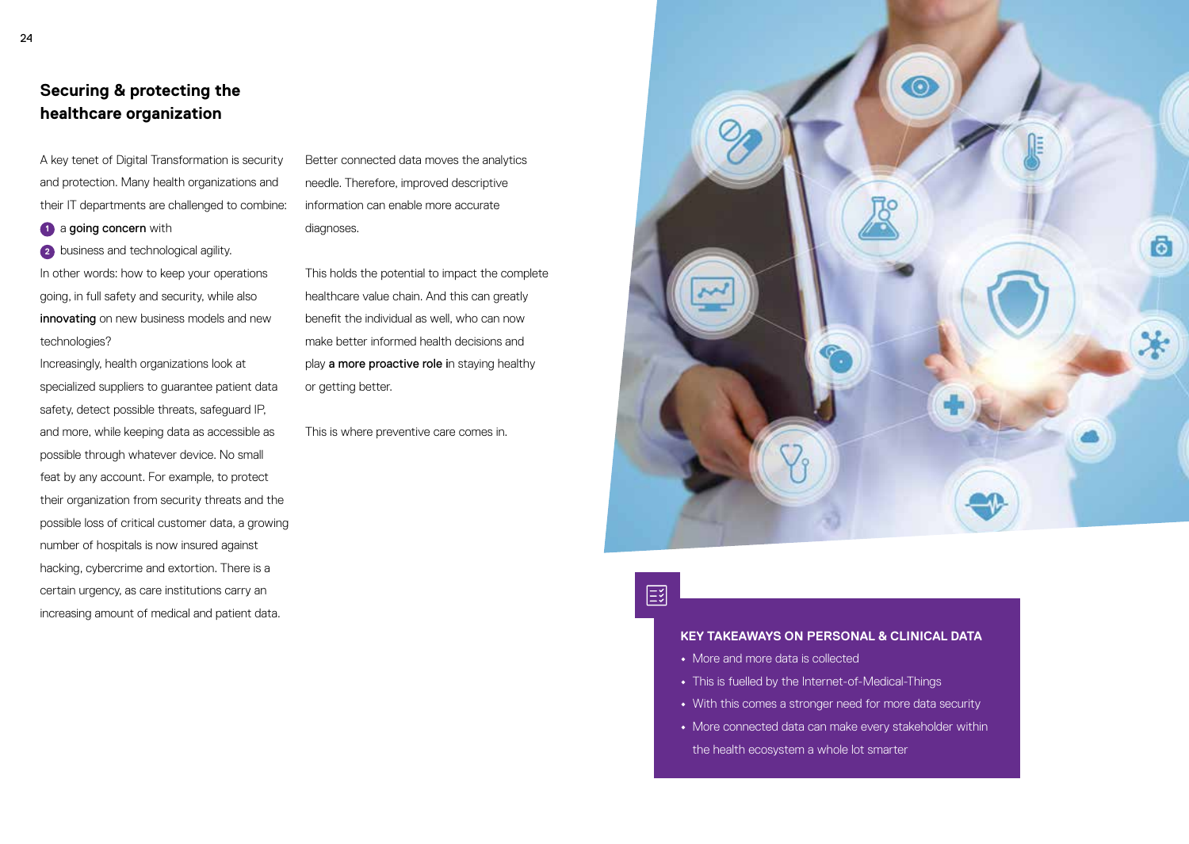## Securing & protecting the healthcare organization

A key tenet of Digital Transformation is security and protection. Many health organizations and their IT departments are challenged to combine:

1. a **going concern** with
2. business and technological agility.

In other words: how to keep your operations going, in full safety and security, while also **innovating** on new business models and new technologies?

Increasingly, health organizations look at specialized suppliers to guarantee patient data safety, detect possible threats, safeguard IP, and more, while keeping data as accessible as possible through whatever device. No small feat by any account. For example, to protect their organization from security threats and the possible loss of critical customer data, a growing number of hospitals is now insured against hacking, cybercrime and extortion. There is a certain urgency, as care institutions carry an increasing amount of medical and patient data.

Better connected data moves the analytics needle. Therefore, improved descriptive information can enable more accurate diagnoses.

This holds the potential to impact the complete healthcare value chain. And this can greatly benefit the individual as well, who can now make better informed health decisions and play **a more proactive role i**n staying healthy or getting better.

This is where preventive care comes in.

**KEY TAKEAWAYS ON PERSONAL & CLINICAL DATA**

- More and more data is collected
- This is fuelled by the Internet-of-Medical-Things
- With this comes a stronger need for more data security
- More connected data can make every stakeholder within the health ecosystem a whole lot smarter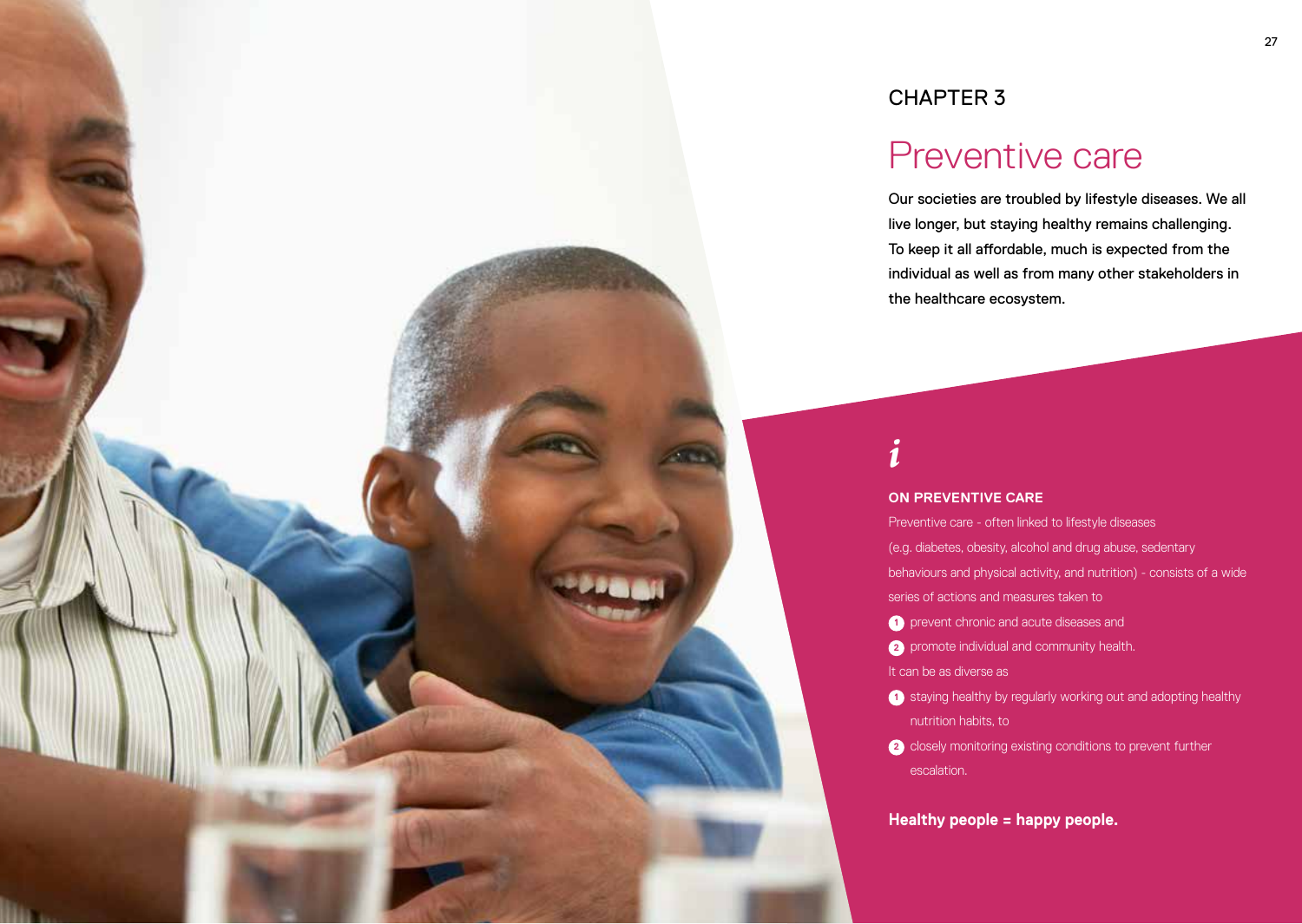CHAPTER 3

# Preventive care

Our societies are troubled by lifestyle diseases. We all live longer, but staying healthy remains challenging. To keep it all affordable, much is expected from the individual as well as from many other stakeholders in the healthcare ecosystem.

*i*

### ON PREVENTIVE CARE

Preventive care - often linked to lifestyle diseases (e.g. diabetes, obesity, alcohol and drug abuse, sedentary behaviours and physical activity, and nutrition) - consists of a wide series of actions and measures taken to

1. prevent chronic and acute diseases and
2. promote individual and community health.

It can be as diverse as

1. staying healthy by regularly working out and adopting healthy nutrition habits, to
2. closely monitoring existing conditions to prevent further escalation.

**Healthy people = happy people.**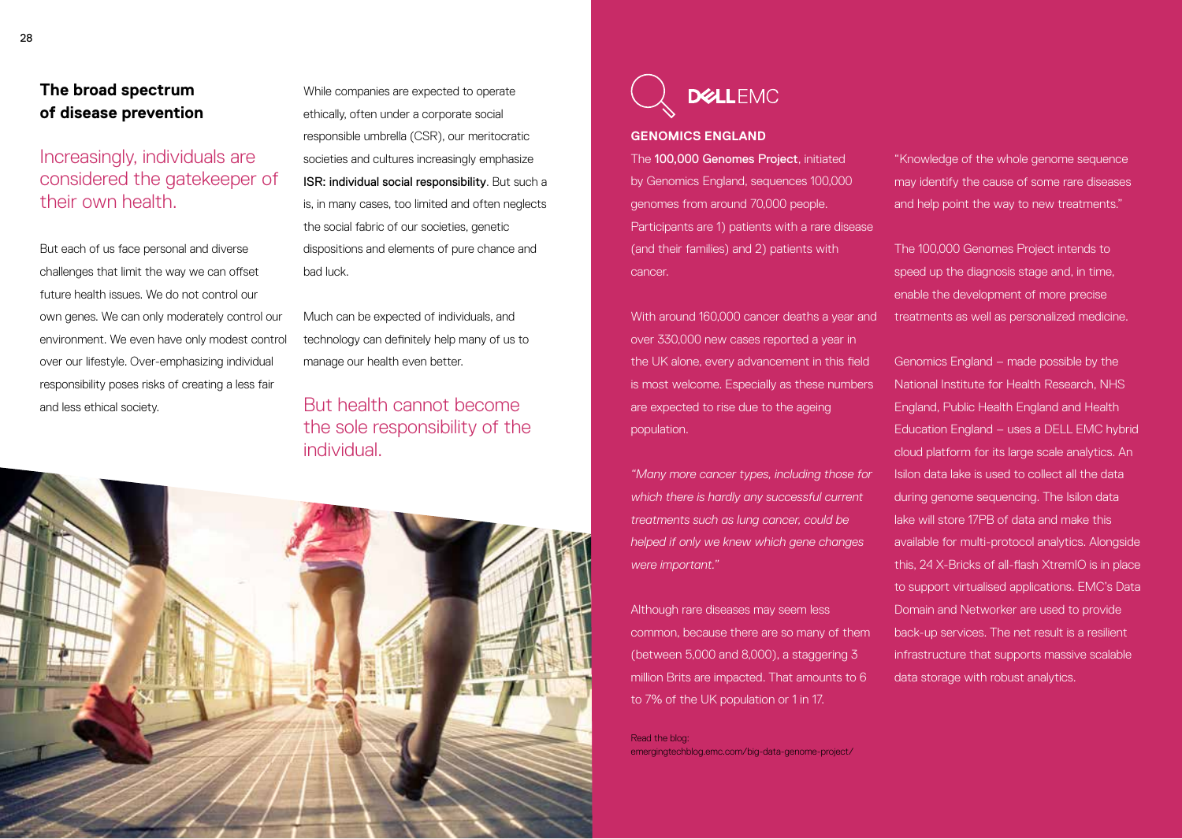## The broad spectrum of disease prevention

### Increasingly, individuals are considered the gatekeeper of their own health.

But each of us face personal and diverse challenges that limit the way we can offset future health issues. We do not control our own genes. We can only moderately control our environment. We even have only modest control over our lifestyle. Over-emphasizing individual responsibility poses risks of creating a less fair and less ethical society.

While companies are expected to operate ethically, often under a corporate social responsible umbrella (CSR), our meritocratic societies and cultures increasingly emphasize **ISR: individual social responsibility**. But such a is, in many cases, too limited and often neglects the social fabric of our societies, genetic dispositions and elements of pure chance and bad luck.

Much can be expected of individuals, and technology can definitely help many of us to manage our health even better.

### But health cannot become the sole responsibility of the individual.

DELL EMC

### GENOMICS ENGLAND

The **100,000 Genomes Project**, initiated by Genomics England, sequences 100,000 genomes from around 70,000 people. Participants are 1) patients with a rare disease (and their families) and 2) patients with cancer.

With around 160,000 cancer deaths a year and over 330,000 new cases reported a year in the UK alone, every advancement in this field is most welcome. Especially as these numbers are expected to rise due to the ageing population.

*"Many more cancer types, including those for which there is hardly any successful current treatments such as lung cancer, could be helped if only we knew which gene changes were important."*

Although rare diseases may seem less common, because there are so many of them (between 5,000 and 8,000), a staggering 3 million Brits are impacted. That amounts to 6 to 7% of the UK population or 1 in 17.

"Knowledge of the whole genome sequence may identify the cause of some rare diseases and help point the way to new treatments."

The 100,000 Genomes Project intends to speed up the diagnosis stage and, in time, enable the development of more precise treatments as well as personalized medicine.

Genomics England – made possible by the National Institute for Health Research, NHS England, Public Health England and Health Education England – uses a DELL EMC hybrid cloud platform for its large scale analytics. An Isilon data lake is used to collect all the data during genome sequencing. The Isilon data lake will store 17PB of data and make this available for multi-protocol analytics. Alongside this, 24 X-Bricks of all-flash XtremIO is in place to support virtualised applications. EMC's Data Domain and Networker are used to provide back-up services. The net result is a resilient infrastructure that supports massive scalable data storage with robust analytics.

Read the blog:
emergingtechblog.emc.com/big-data-genome-project/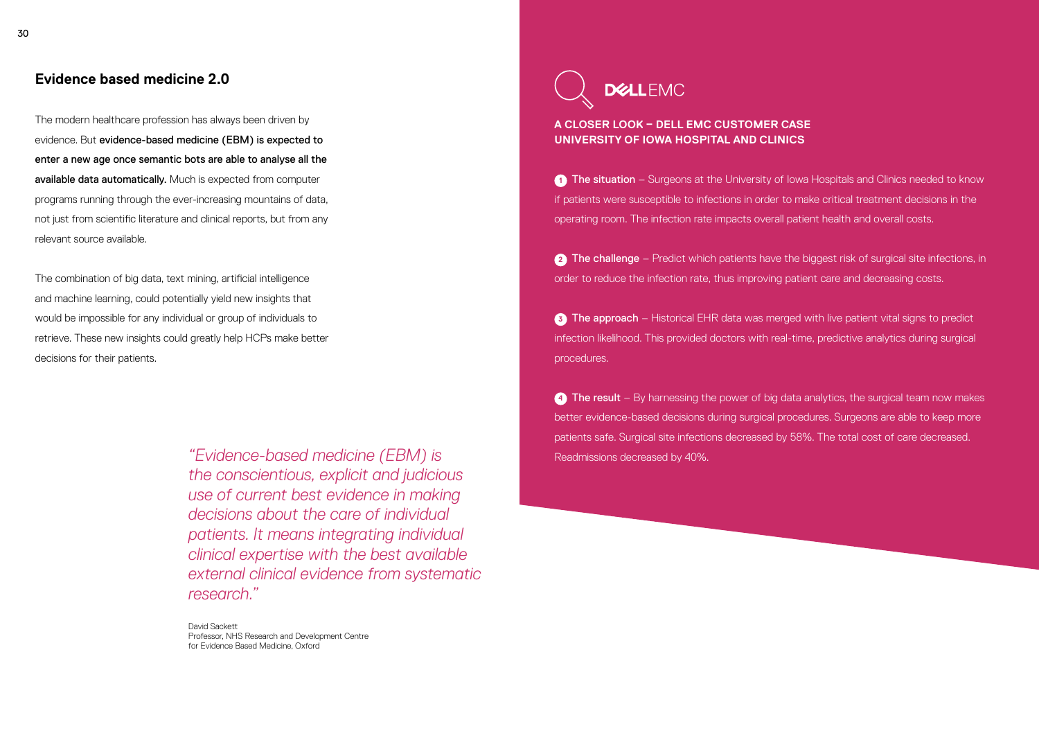## Evidence based medicine 2.0

The modern healthcare profession has always been driven by evidence. But **evidence-based medicine (EBM) is expected to enter a new age once semantic bots are able to analyse all the available data automatically.** Much is expected from computer programs running through the ever-increasing mountains of data, not just from scientific literature and clinical reports, but from any relevant source available.

The combination of big data, text mining, artificial intelligence and machine learning, could potentially yield new insights that would be impossible for any individual or group of individuals to retrieve. These new insights could greatly help HCPs make better decisions for their patients.

> *"Evidence-based medicine (EBM) is the conscientious, explicit and judicious use of current best evidence in making decisions about the care of individual patients. It means integrating individual clinical expertise with the best available external clinical evidence from systematic research."*

David Sackett
Professor, NHS Research and Development Centre for Evidence Based Medicine, Oxford

DELL EMC

### A CLOSER LOOK – DELL EMC CUSTOMER CASE UNIVERSITY OF IOWA HOSPITAL AND CLINICS

1. **The situation** – Surgeons at the University of Iowa Hospitals and Clinics needed to know if patients were susceptible to infections in order to make critical treatment decisions in the operating room. The infection rate impacts overall patient health and overall costs.

2. **The challenge** – Predict which patients have the biggest risk of surgical site infections, in order to reduce the infection rate, thus improving patient care and decreasing costs.

3. **The approach** – Historical EHR data was merged with live patient vital signs to predict infection likelihood. This provided doctors with real-time, predictive analytics during surgical procedures.

4. **The result** – By harnessing the power of big data analytics, the surgical team now makes better evidence-based decisions during surgical procedures. Surgeons are able to keep more patients safe. Surgical site infections decreased by 58%. The total cost of care decreased. Readmissions decreased by 40%.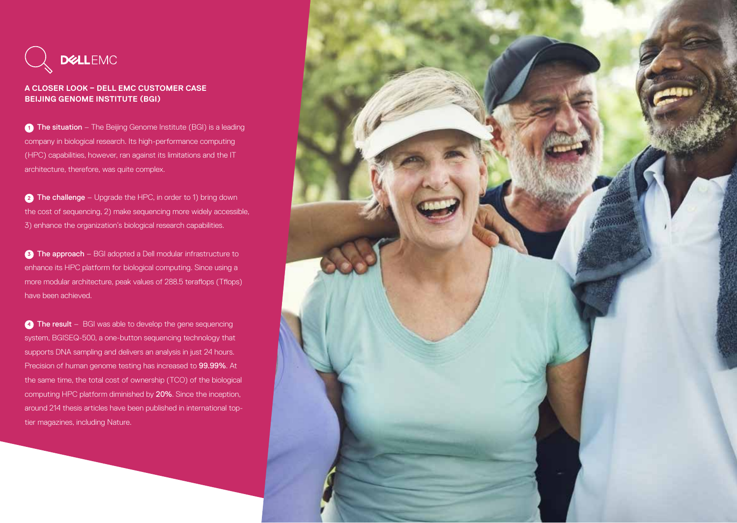DELL EMC

### A CLOSER LOOK – DELL EMC CUSTOMER CASE BEIJING GENOME INSTITUTE (BGI)

1. **The situation** – The Beijing Genome Institute (BGI) is a leading company in biological research. Its high-performance computing (HPC) capabilities, however, ran against its limitations and the IT architecture, therefore, was quite complex.

2. **The challenge** – Upgrade the HPC, in order to 1) bring down the cost of sequencing, 2) make sequencing more widely accessible, 3) enhance the organization's biological research capabilities.

3. **The approach** – BGI adopted a Dell modular infrastructure to enhance its HPC platform for biological computing. Since using a more modular architecture, peak values of 288.5 teraflops (Tflops) have been achieved.

4. **The result** – BGI was able to develop the gene sequencing system, BGISEQ-500, a one-button sequencing technology that supports DNA sampling and delivers an analysis in just 24 hours. Precision of human genome testing has increased to **99.99%**. At the same time, the total cost of ownership (TCO) of the biological computing HPC platform diminished by **20%**. Since the inception, around 214 thesis articles have been published in international top-tier magazines, including Nature.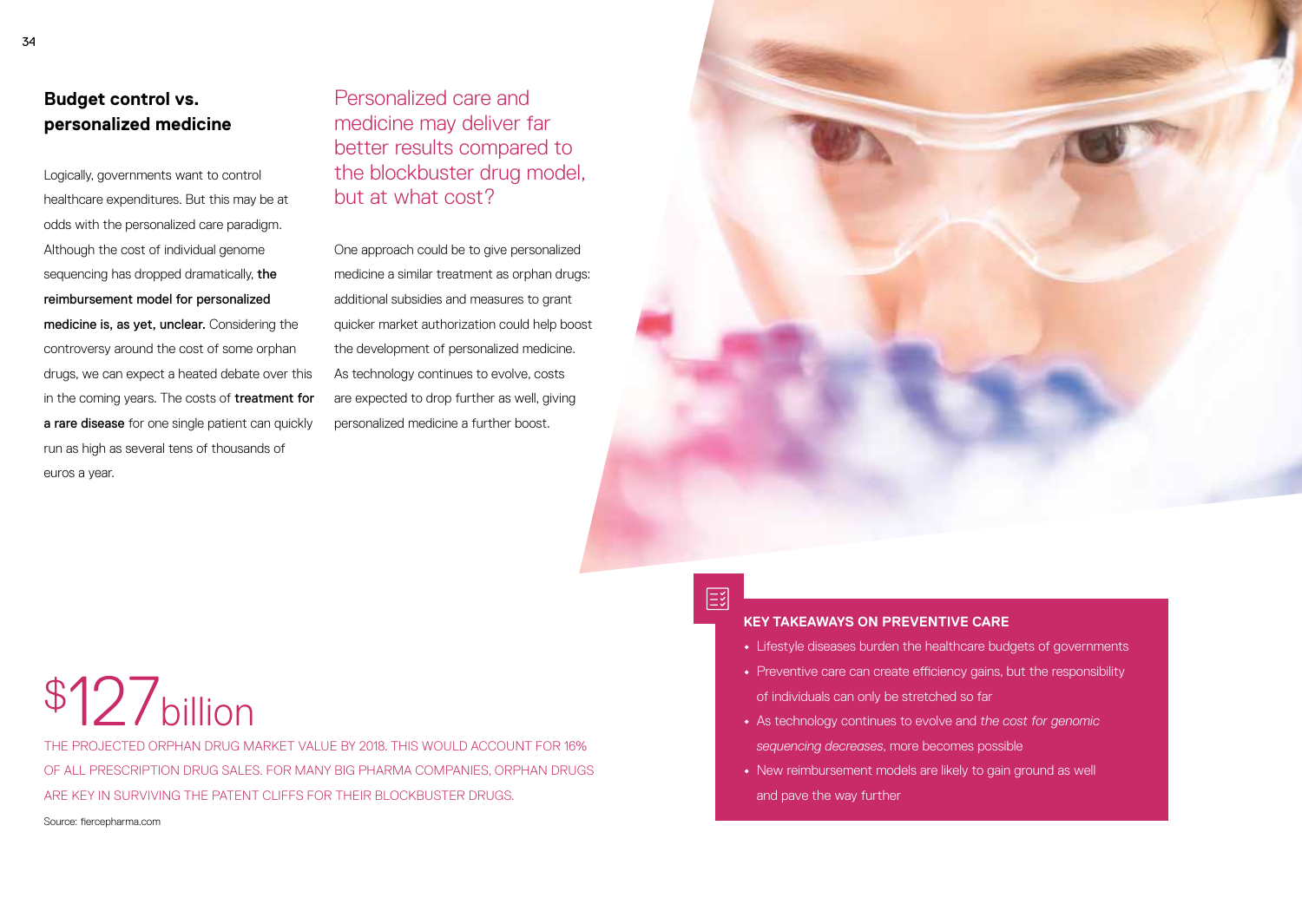## Budget control vs. personalized medicine

Logically, governments want to control healthcare expenditures. But this may be at odds with the personalized care paradigm. Although the cost of individual genome sequencing has dropped dramatically, **the reimbursement model for personalized medicine is, as yet, unclear.** Considering the controversy around the cost of some orphan drugs, we can expect a heated debate over this in the coming years. The costs of **treatment for a rare disease** for one single patient can quickly run as high as several tens of thousands of euros a year.

Personalized care and medicine may deliver far better results compared to the blockbuster drug model, but at what cost?

One approach could be to give personalized medicine a similar treatment as orphan drugs: additional subsidies and measures to grant quicker market authorization could help boost the development of personalized medicine. As technology continues to evolve, costs are expected to drop further as well, giving personalized medicine a further boost.

# $127 billion

THE PROJECTED ORPHAN DRUG MARKET VALUE BY 2018. THIS WOULD ACCOUNT FOR 16% OF ALL PRESCRIPTION DRUG SALES. FOR MANY BIG PHARMA COMPANIES, ORPHAN DRUGS ARE KEY IN SURVIVING THE PATENT CLIFFS FOR THEIR BLOCKBUSTER DRUGS.

Source: fiercepharma.com

### KEY TAKEAWAYS ON PREVENTIVE CARE

- Lifestyle diseases burden the healthcare budgets of governments
- Preventive care can create efficiency gains, but the responsibility of individuals can only be stretched so far
- As technology continues to evolve and *the cost for genomic sequencing decreases*, more becomes possible
- New reimbursement models are likely to gain ground as well and pave the way further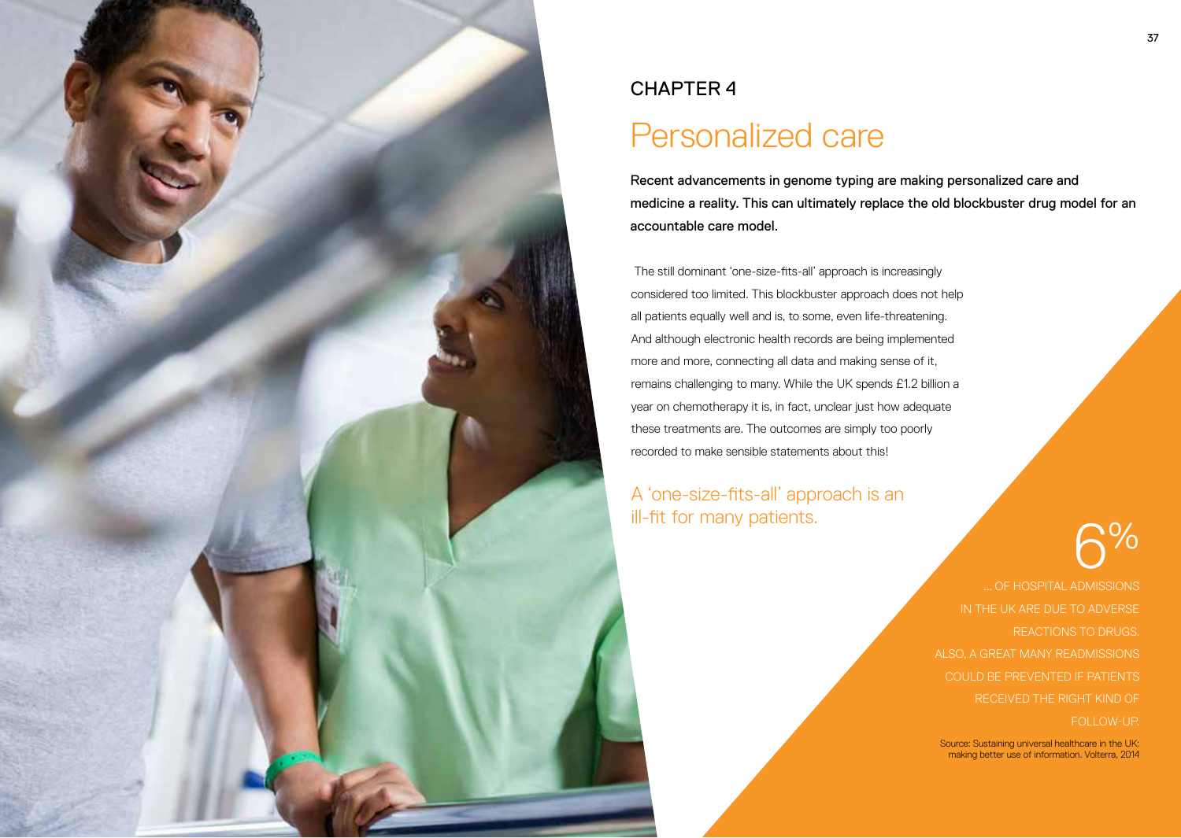CHAPTER 4

# Personalized care

**Recent advancements in genome typing are making personalized care and medicine a reality. This can ultimately replace the old blockbuster drug model for an accountable care model.**

The still dominant 'one-size-fits-all' approach is increasingly considered too limited. This blockbuster approach does not help all patients equally well and is, to some, even life-threatening. And although electronic health records are being implemented more and more, connecting all data and making sense of it, remains challenging to many. While the UK spends £1.2 billion a year on chemotherapy it is, in fact, unclear just how adequate these treatments are. The outcomes are simply too poorly recorded to make sensible statements about this!

## A 'one-size-fits-all' approach is an ill-fit for many patients.

6%

... OF HOSPITAL ADMISSIONS IN THE UK ARE DUE TO ADVERSE REACTIONS TO DRUGS. ALSO, A GREAT MANY READMISSIONS COULD BE PREVENTED IF PATIENTS RECEIVED THE RIGHT KIND OF FOLLOW-UP.

Source: Sustaining universal healthcare in the UK: making better use of information. Volterra, 2014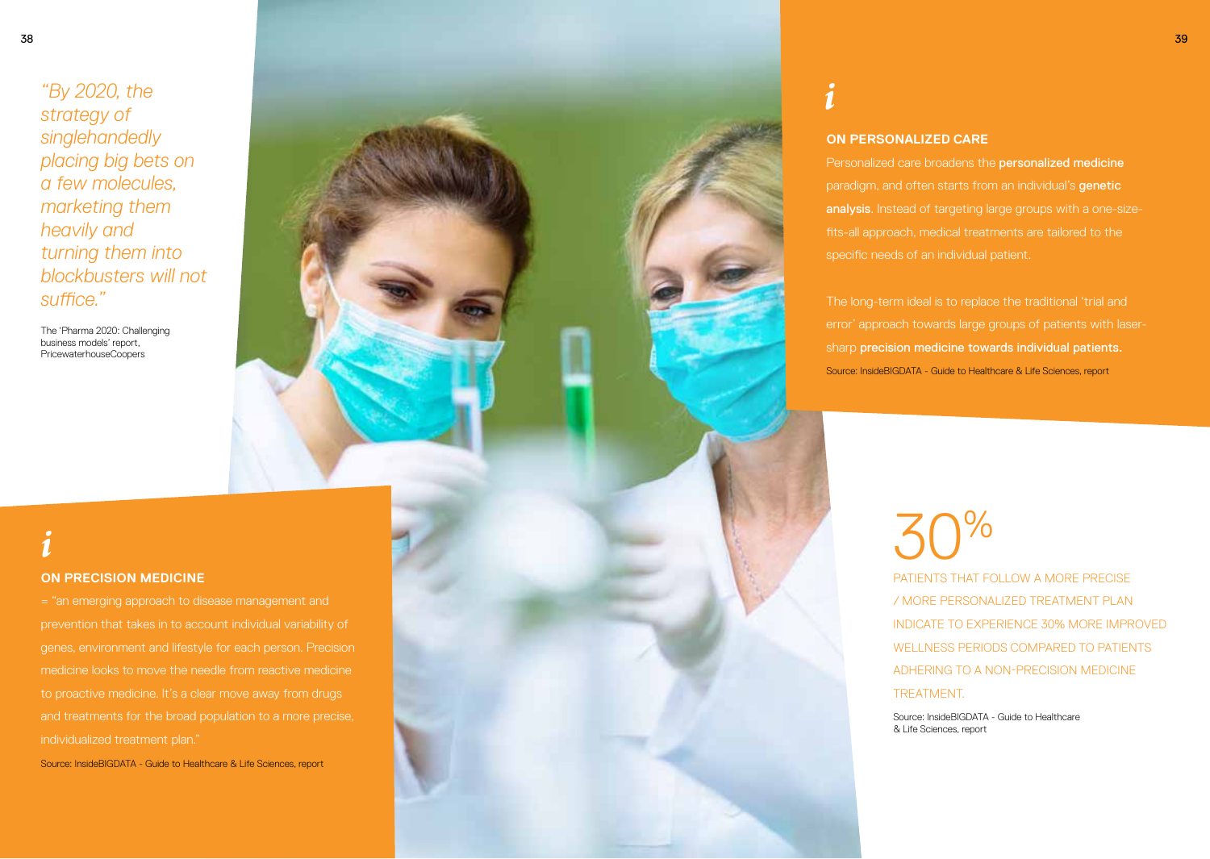*"By 2020, the strategy of singlehandedly placing big bets on a few molecules, marketing them heavily and turning them into blockbusters will not suffice."*

The 'Pharma 2020: Challenging business models' report, PricewaterhouseCoopers

## ON PRECISION MEDICINE

= "an emerging approach to disease management and prevention that takes in to account individual variability of genes, environment and lifestyle for each person. Precision medicine looks to move the needle from reactive medicine to proactive medicine. It's a clear move away from drugs and treatments for the broad population to a more precise, individualized treatment plan."

Source: InsideBIGDATA - Guide to Healthcare & Life Sciences, report

## ON PERSONALIZED CARE

Personalized care broadens the **personalized medicine** paradigm, and often starts from an individual's **genetic analysis**. Instead of targeting large groups with a one-size-fits-all approach, medical treatments are tailored to the specific needs of an individual patient.

The long-term ideal is to replace the traditional 'trial and error' approach towards large groups of patients with laser-sharp **precision medicine towards individual patients.**

Source: InsideBIGDATA - Guide to Healthcare & Life Sciences, report

# 30%

PATIENTS THAT FOLLOW A MORE PRECISE / MORE PERSONALIZED TREATMENT PLAN INDICATE TO EXPERIENCE 30% MORE IMPROVED WELLNESS PERIODS COMPARED TO PATIENTS ADHERING TO A NON-PRECISION MEDICINE TREATMENT.

Source: InsideBIGDATA - Guide to Healthcare & Life Sciences, report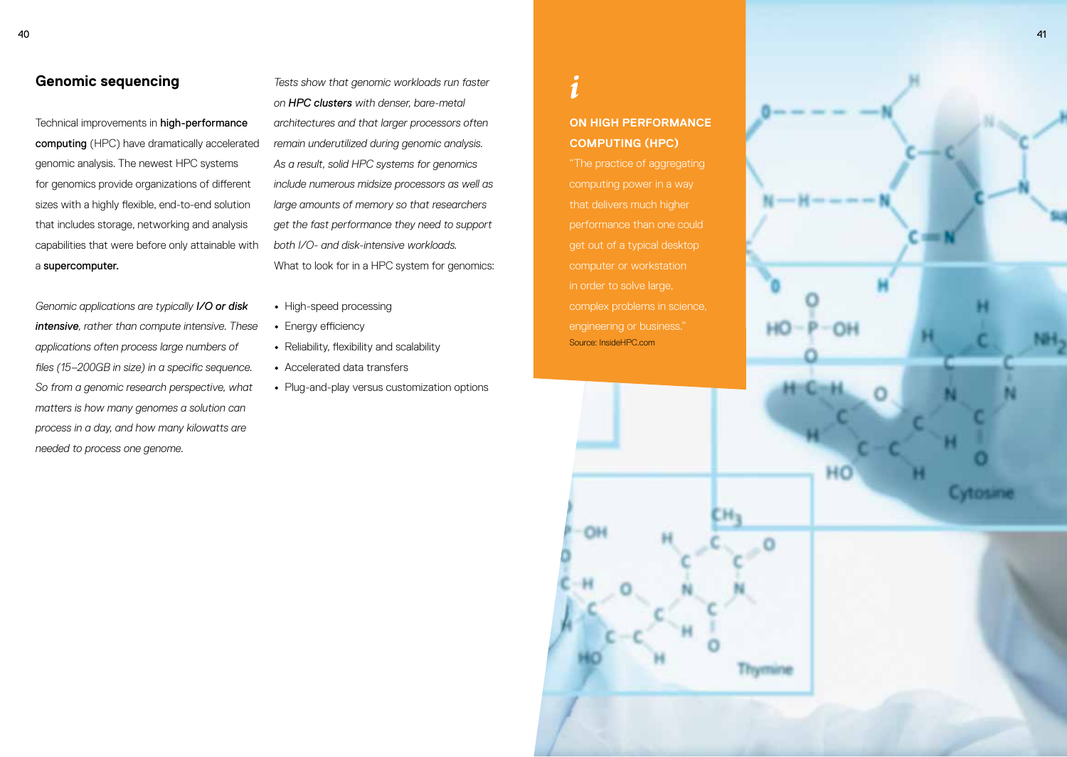## Genomic sequencing

Technical improvements in **high-performance computing** (HPC) have dramatically accelerated genomic analysis. The newest HPC systems for genomics provide organizations of different sizes with a highly flexible, end-to-end solution that includes storage, networking and analysis capabilities that were before only attainable with a **supercomputer.**

*Genomic applications are typically **I/O or disk intensive**, rather than compute intensive. These applications often process large numbers of files (15–200GB in size) in a specific sequence. So from a genomic research perspective, what matters is how many genomes a solution can process in a day, and how many kilowatts are needed to process one genome.*

*Tests show that genomic workloads run faster on **HPC clusters** with denser, bare-metal architectures and that larger processors often remain underutilized during genomic analysis. As a result, solid HPC systems for genomics include numerous midsize processors as well as large amounts of memory so that researchers get the fast performance they need to support both I/O- and disk-intensive workloads.*

What to look for in a HPC system for genomics:

- High-speed processing
- Energy efficiency
- Reliability, flexibility and scalability
- Accelerated data transfers
- Plug-and-play versus customization options

**i**

**ON HIGH PERFORMANCE COMPUTING (HPC)**

"The practice of aggregating computing power in a way that delivers much higher performance than one could get out of a typical desktop computer or workstation in order to solve large, complex problems in science, engineering or business."

Source: InsideHPC.com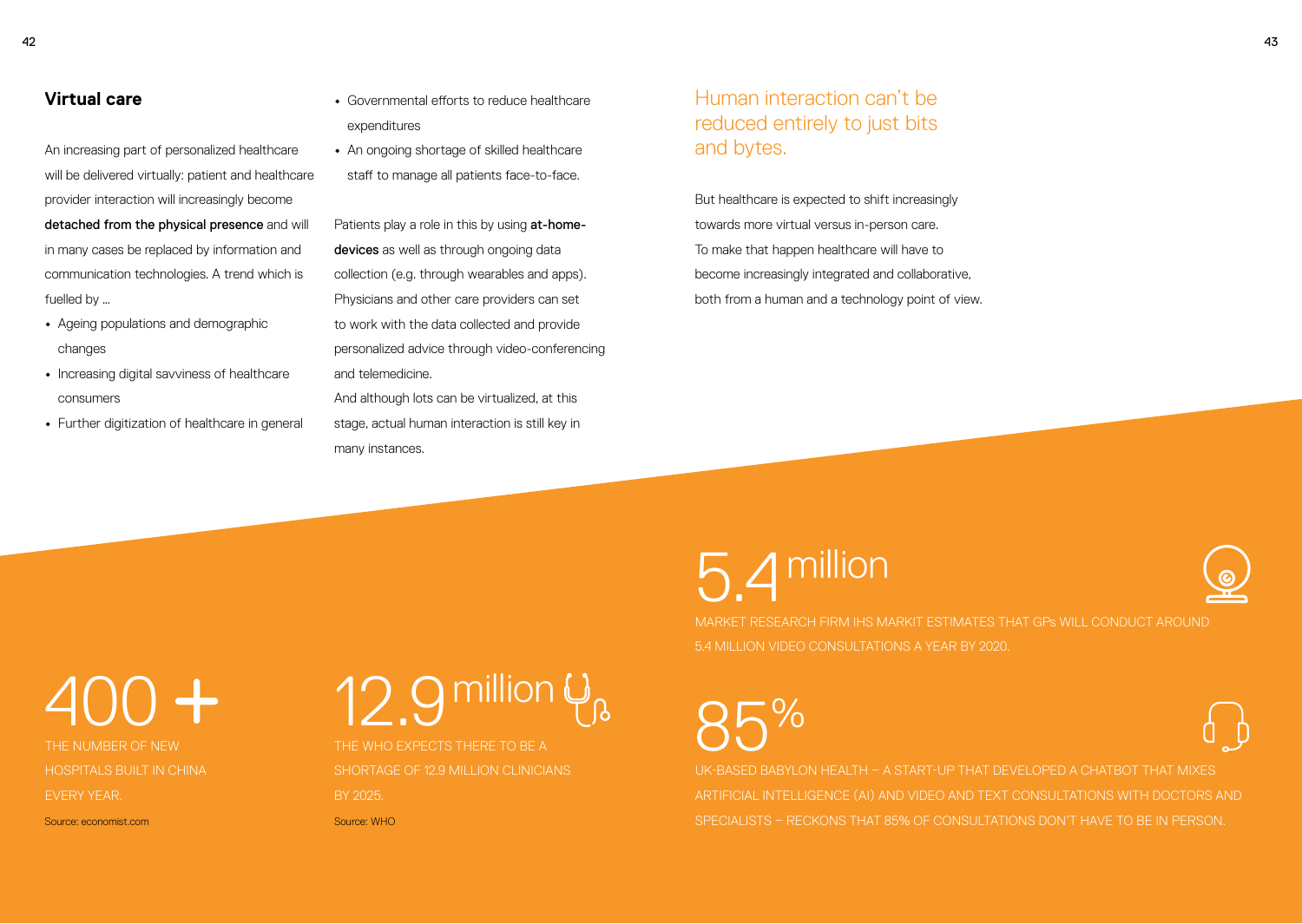## Virtual care

An increasing part of personalized healthcare will be delivered virtually: patient and healthcare provider interaction will increasingly become **detached from the physical presence** and will in many cases be replaced by information and communication technologies. A trend which is fuelled by ...

- Ageing populations and demographic changes
- Increasing digital savviness of healthcare consumers
- Further digitization of healthcare in general
- Governmental efforts to reduce healthcare expenditures
- An ongoing shortage of skilled healthcare staff to manage all patients face-to-face.

Patients play a role in this by using **at-home-devices** as well as through ongoing data collection (e.g. through wearables and apps). Physicians and other care providers can set to work with the data collected and provide personalized advice through video-conferencing and telemedicine.
And although lots can be virtualized, at this stage, actual human interaction is still key in many instances.

### Human interaction can't be reduced entirely to just bits and bytes.

But healthcare is expected to shift increasingly towards more virtual versus in-person care. To make that happen healthcare will have to become increasingly integrated and collaborative, both from a human and a technology point of view.

**5.4 million**

MARKET RESEARCH FIRM IHS MARKIT ESTIMATES THAT GPs WILL CONDUCT AROUND 5.4 MILLION VIDEO CONSULTATIONS A YEAR BY 2020.

**400 +**

THE NUMBER OF NEW HOSPITALS BUILT IN CHINA EVERY YEAR.

Source: economist.com

**12.9 million**

THE WHO EXPECTS THERE TO BE A SHORTAGE OF 12.9 MILLION CLINICIANS BY 2025.

Source: WHO

**85%**

UK-BASED BABYLON HEALTH – A START-UP THAT DEVELOPED A CHATBOT THAT MIXES ARTIFICIAL INTELLIGENCE (AI) AND VIDEO AND TEXT CONSULTATIONS WITH DOCTORS AND SPECIALISTS – RECKONS THAT 85% OF CONSULTATIONS DON'T HAVE TO BE IN PERSON.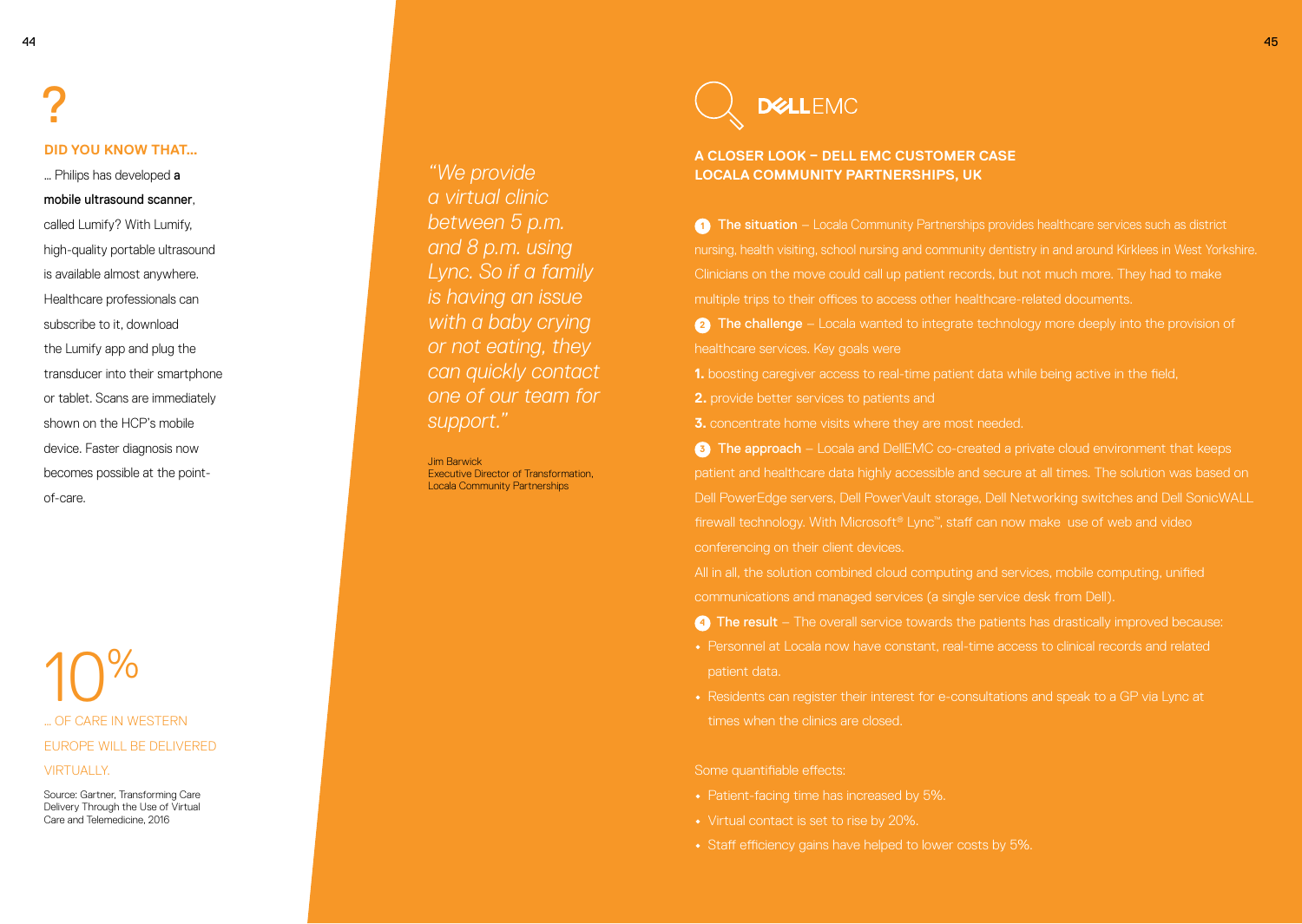?

**DID YOU KNOW THAT…**

… Philips has developed **a mobile ultrasound scanner**, called Lumify? With Lumify, high-quality portable ultrasound is available almost anywhere. Healthcare professionals can subscribe to it, download the Lumify app and plug the transducer into their smartphone or tablet. Scans are immediately shown on the HCP's mobile device. Faster diagnosis now becomes possible at the point-of-care.

10%

… OF CARE IN WESTERN EUROPE WILL BE DELIVERED VIRTUALLY.

Source: Gartner, Transforming Care Delivery Through the Use of Virtual Care and Telemedicine, 2016

*"We provide a virtual clinic between 5 p.m. and 8 p.m. using Lync. So if a family is having an issue with a baby crying or not eating, they can quickly contact one of our team for support."*

Jim Barwick
Executive Director of Transformation, Locala Community Partnerships

DELL EMC

## A CLOSER LOOK – DELL EMC CUSTOMER CASE LOCALA COMMUNITY PARTNERSHIPS, UK

1 **The situation** – Locala Community Partnerships provides healthcare services such as district nursing, health visiting, school nursing and community dentistry in and around Kirklees in West Yorkshire. Clinicians on the move could call up patient records, but not much more. They had to make multiple trips to their offices to access other healthcare-related documents.

2 **The challenge** – Locala wanted to integrate technology more deeply into the provision of healthcare services. Key goals were

**1.** boosting caregiver access to real-time patient data while being active in the field,
**2.** provide better services to patients and
**3.** concentrate home visits where they are most needed.

3 **The approach** – Locala and DellEMC co-created a private cloud environment that keeps patient and healthcare data highly accessible and secure at all times. The solution was based on Dell PowerEdge servers, Dell PowerVault storage, Dell Networking switches and Dell SonicWALL firewall technology. With Microsoft® Lync™, staff can now make use of web and video conferencing on their client devices.

All in all, the solution combined cloud computing and services, mobile computing, unified communications and managed services (a single service desk from Dell).

4 **The result** – The overall service towards the patients has drastically improved because:

- Personnel at Locala now have constant, real-time access to clinical records and related patient data.
- Residents can register their interest for e-consultations and speak to a GP via Lync at times when the clinics are closed.

Some quantifiable effects:

- Patient-facing time has increased by 5%.
- Virtual contact is set to rise by 20%.
- Staff efficiency gains have helped to lower costs by 5%.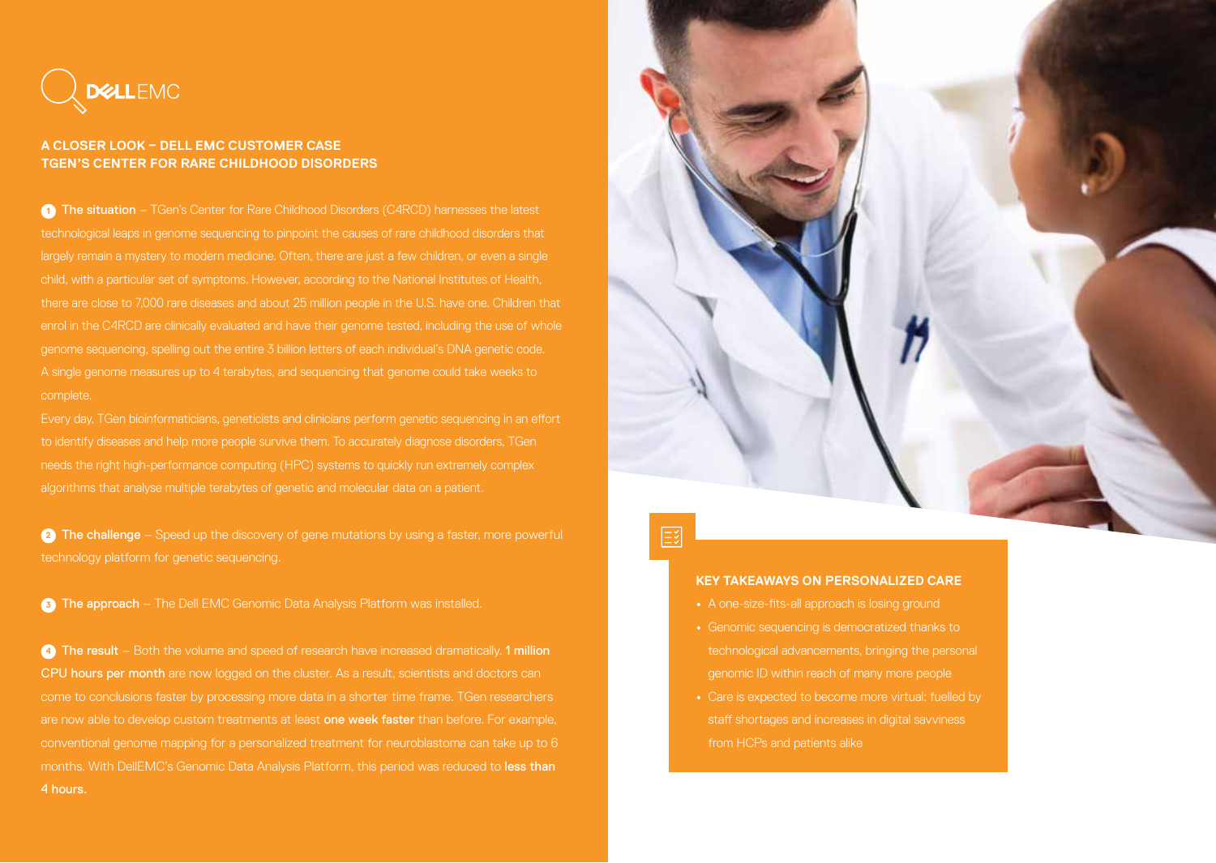DELL EMC

## A CLOSER LOOK – DELL EMC CUSTOMER CASE
## TGEN'S CENTER FOR RARE CHILDHOOD DISORDERS

1 **The situation** – TGen's Center for Rare Childhood Disorders (C4RCD) harnesses the latest technological leaps in genome sequencing to pinpoint the causes of rare childhood disorders that largely remain a mystery to modern medicine. Often, there are just a few children, or even a single child, with a particular set of symptoms. However, according to the National Institutes of Health, there are close to 7,000 rare diseases and about 25 million people in the U.S. have one. Children that enrol in the C4RCD are clinically evaluated and have their genome tested, including the use of whole genome sequencing, spelling out the entire 3 billion letters of each individual's DNA genetic code. A single genome measures up to 4 terabytes, and sequencing that genome could take weeks to complete.

Every day, TGen bioinformaticians, geneticists and clinicians perform genetic sequencing in an effort to identify diseases and help more people survive them. To accurately diagnose disorders, TGen needs the right high-performance computing (HPC) systems to quickly run extremely complex algorithms that analyse multiple terabytes of genetic and molecular data on a patient.

2 **The challenge** – Speed up the discovery of gene mutations by using a faster, more powerful technology platform for genetic sequencing.

3 **The approach** – The Dell EMC Genomic Data Analysis Platform was installed.

4 **The result** – Both the volume and speed of research have increased dramatically. **1 million CPU hours per month** are now logged on the cluster. As a result, scientists and doctors can come to conclusions faster by processing more data in a shorter time frame. TGen researchers are now able to develop custom treatments at least **one week faster** than before. For example, conventional genome mapping for a personalized treatment for neuroblastoma can take up to 6 months. With DellEMC's Genomic Data Analysis Platform, this period was reduced to **less than 4 hours.**

### KEY TAKEAWAYS ON PERSONALIZED CARE

- A one-size-fits-all approach is losing ground
- Genomic sequencing is democratized thanks to technological advancements, bringing the personal genomic ID within reach of many more people
- Care is expected to become more virtual: fuelled by staff shortages and increases in digital savviness from HCPs and patients alike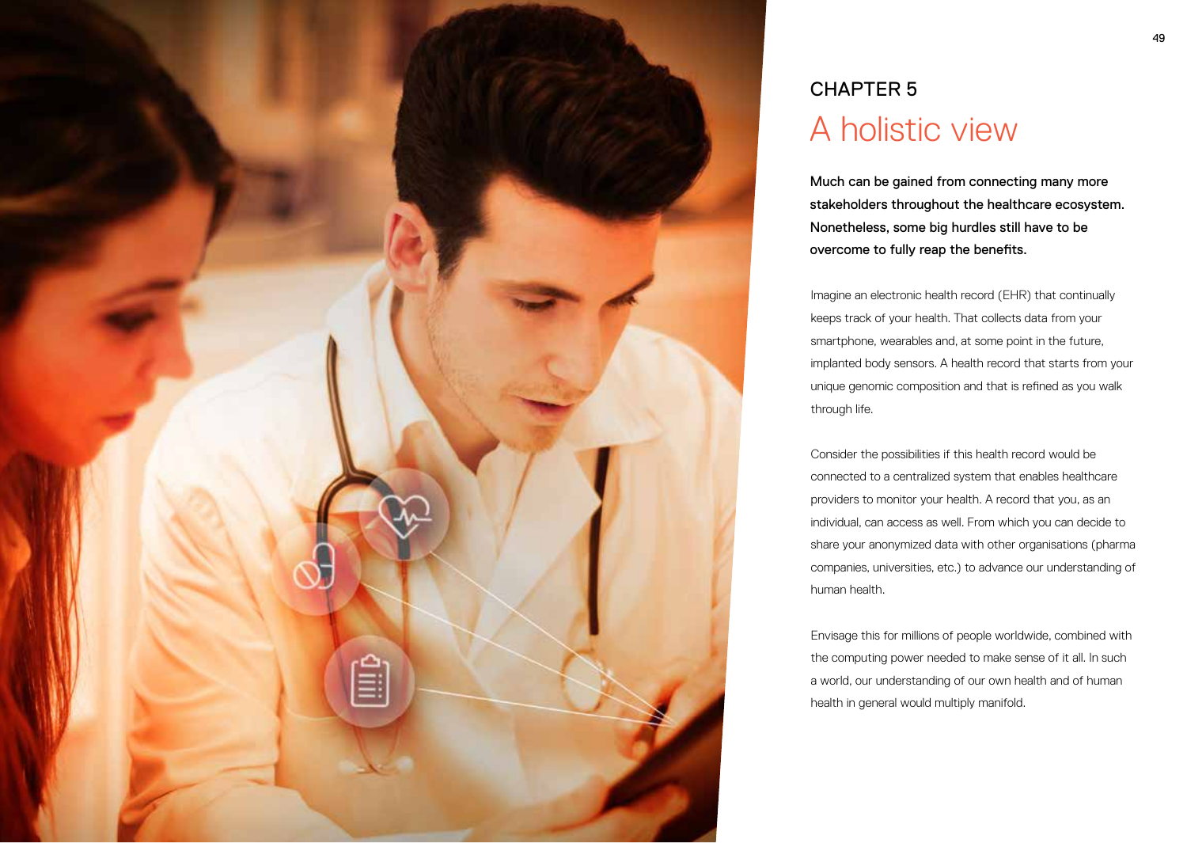CHAPTER 5

# A holistic view

**Much can be gained from connecting many more stakeholders throughout the healthcare ecosystem. Nonetheless, some big hurdles still have to be overcome to fully reap the benefits.**

Imagine an electronic health record (EHR) that continually keeps track of your health. That collects data from your smartphone, wearables and, at some point in the future, implanted body sensors. A health record that starts from your unique genomic composition and that is refined as you walk through life.

Consider the possibilities if this health record would be connected to a centralized system that enables healthcare providers to monitor your health. A record that you, as an individual, can access as well. From which you can decide to share your anonymized data with other organisations (pharma companies, universities, etc.) to advance our understanding of human health.

Envisage this for millions of people worldwide, combined with the computing power needed to make sense of it all. In such a world, our understanding of our own health and of human health in general would multiply manifold.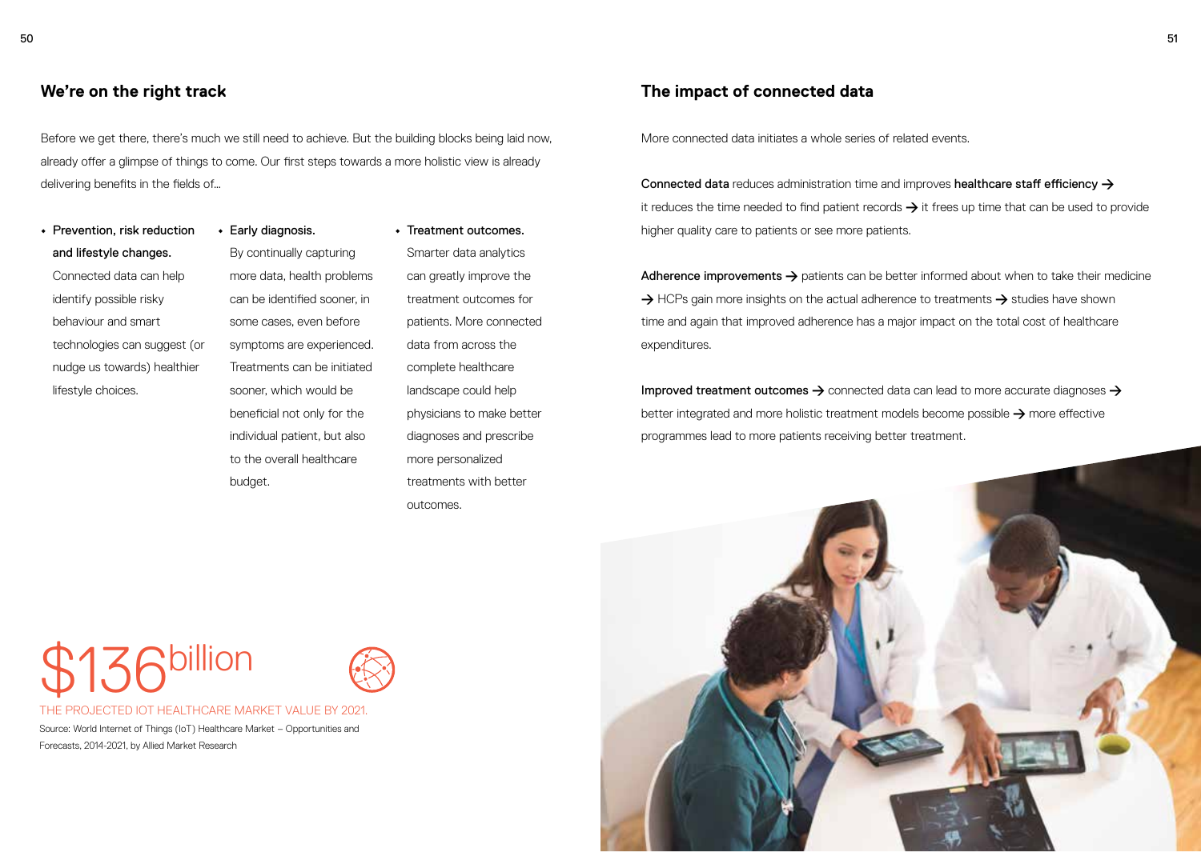## We're on the right track

Before we get there, there's much we still need to achieve. But the building blocks being laid now, already offer a glimpse of things to come. Our first steps towards a more holistic view is already delivering benefits in the fields of...

- **Prevention, risk reduction and lifestyle changes.** Connected data can help identify possible risky behaviour and smart technologies can suggest (or nudge us towards) healthier lifestyle choices.
- **Early diagnosis.** By continually capturing more data, health problems can be identified sooner, in some cases, even before symptoms are experienced. Treatments can be initiated sooner, which would be beneficial not only for the individual patient, but also to the overall healthcare budget.
- **Treatment outcomes.** Smarter data analytics can greatly improve the treatment outcomes for patients. More connected data from across the complete healthcare landscape could help physicians to make better diagnoses and prescribe more personalized treatments with better outcomes.

$136 billion

THE PROJECTED IOT HEALTHCARE MARKET VALUE BY 2021.

Source: World Internet of Things (IoT) Healthcare Market – Opportunities and Forecasts, 2014-2021, by Allied Market Research

## The impact of connected data

More connected data initiates a whole series of related events.

**Connected data** reduces administration time and improves **healthcare staff efficiency** → it reduces the time needed to find patient records → it frees up time that can be used to provide higher quality care to patients or see more patients.

**Adherence improvements** → patients can be better informed about when to take their medicine → HCPs gain more insights on the actual adherence to treatments → studies have shown time and again that improved adherence has a major impact on the total cost of healthcare expenditures.

**Improved treatment outcomes** → connected data can lead to more accurate diagnoses → better integrated and more holistic treatment models become possible → more effective programmes lead to more patients receiving better treatment.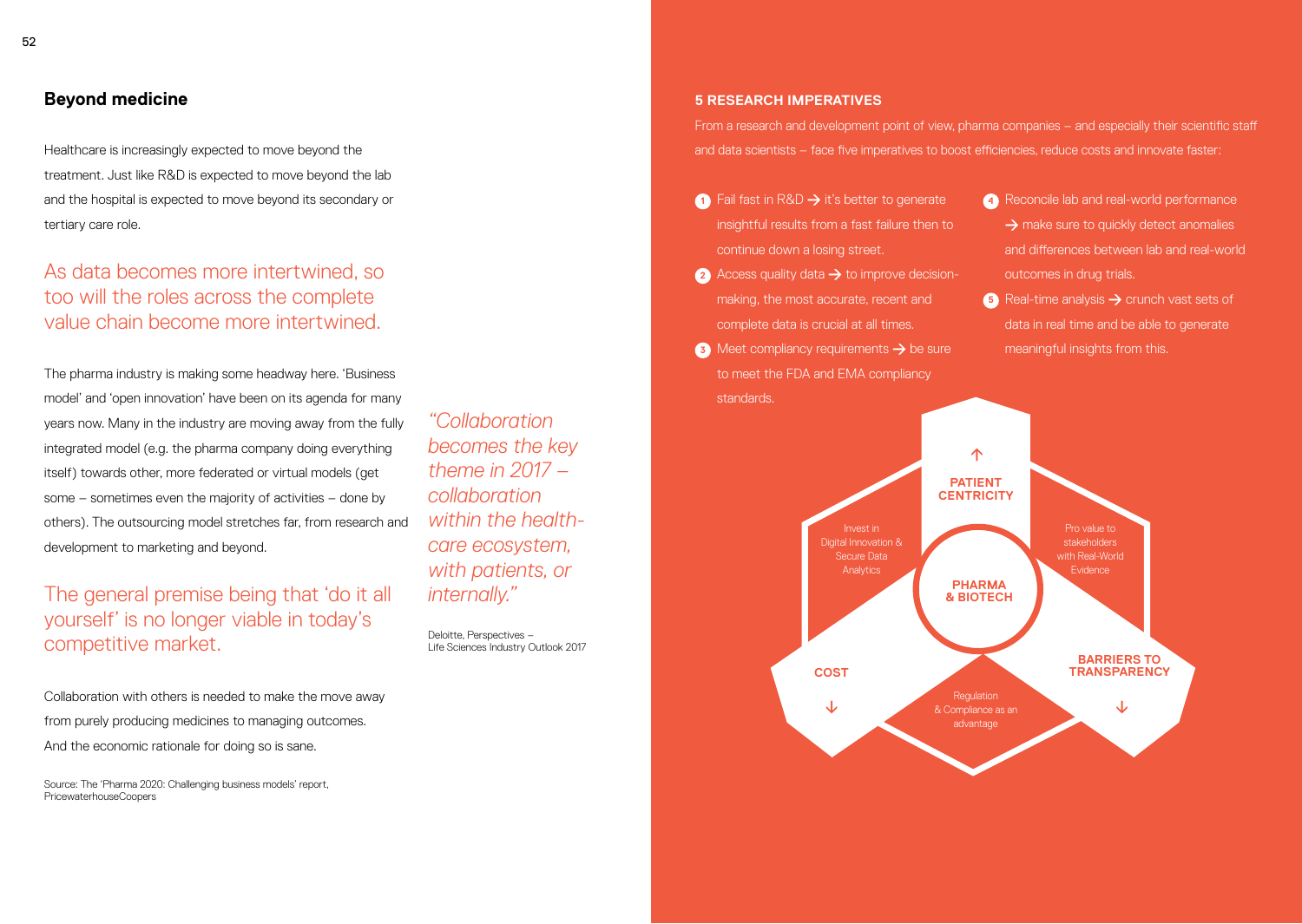## Beyond medicine

Healthcare is increasingly expected to move beyond the treatment. Just like R&D is expected to move beyond the lab and the hospital is expected to move beyond its secondary or tertiary care role.

As data becomes more intertwined, so too will the roles across the complete value chain become more intertwined.

The pharma industry is making some headway here. 'Business model' and 'open innovation' have been on its agenda for many years now. Many in the industry are moving away from the fully integrated model (e.g. the pharma company doing everything itself) towards other, more federated or virtual models (get some – sometimes even the majority of activities – done by others). The outsourcing model stretches far, from research and development to marketing and beyond.

The general premise being that 'do it all yourself' is no longer viable in today's competitive market.

Collaboration with others is needed to make the move away from purely producing medicines to managing outcomes. And the economic rationale for doing so is sane.

Source: The 'Pharma 2020: Challenging business models' report, PricewaterhouseCoopers

*"Collaboration becomes the key theme in 2017 – collaboration within the health-care ecosystem, with patients, or internally."*

Deloitte, Perspectives – Life Sciences Industry Outlook 2017

### 5 RESEARCH IMPERATIVES

From a research and development point of view, pharma companies – and especially their scientific staff and data scientists – face five imperatives to boost efficiencies, reduce costs and innovate faster:

1. Fail fast in R&D → it's better to generate insightful results from a fast failure then to continue down a losing street.
2. Access quality data → to improve decision-making, the most accurate, recent and complete data is crucial at all times.
3. Meet compliancy requirements → be sure to meet the FDA and EMA compliancy standards.
4. Reconcile lab and real-world performance → make sure to quickly detect anomalies and differences between lab and real-world outcomes in drug trials.
5. Real-time analysis → crunch vast sets of data in real time and be able to generate meaningful insights from this.

PATIENT CENTRICITY ↑

Invest in Digital Innovation & Secure Data Analytics

Pro value to stakeholders with Real-World Evidence

PHARMA & BIOTECH

COST ↓

BARRIERS TO TRANSPARENCY ↓

Regulation & Compliance as an advantage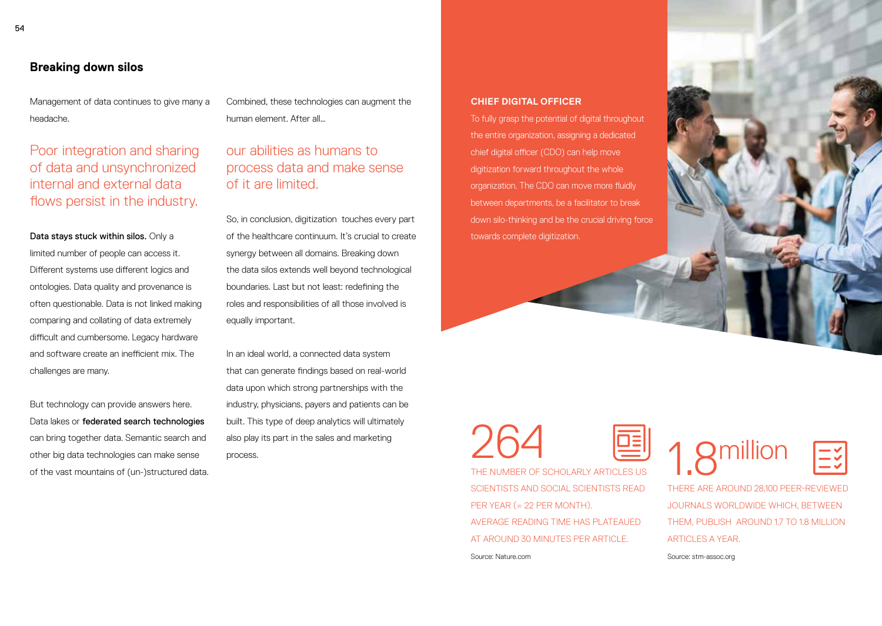## Breaking down silos

Management of data continues to give many a headache.

Poor integration and sharing of data and unsynchronized internal and external data flows persist in the industry.

**Data stays stuck within silos.** Only a limited number of people can access it. Different systems use different logics and ontologies. Data quality and provenance is often questionable. Data is not linked making comparing and collating of data extremely difficult and cumbersome. Legacy hardware and software create an inefficient mix. The challenges are many.

But technology can provide answers here. Data lakes or **federated search technologies** can bring together data. Semantic search and other big data technologies can make sense of the vast mountains of (un-)structured data.

Combined, these technologies can augment the human element. After all…

our abilities as humans to process data and make sense of it are limited.

So, in conclusion, digitization touches every part of the healthcare continuum. It's crucial to create synergy between all domains. Breaking down the data silos extends well beyond technological boundaries. Last but not least: redefining the roles and responsibilities of all those involved is equally important.

In an ideal world, a connected data system that can generate findings based on real-world data upon which strong partnerships with the industry, physicians, payers and patients can be built. This type of deep analytics will ultimately also play its part in the sales and marketing process.

### CHIEF DIGITAL OFFICER

To fully grasp the potential of digital throughout the entire organization, assigning a dedicated chief digital officer (CDO) can help move digitization forward throughout the whole organization. The CDO can move more fluidly between departments, be a facilitator to break down silo-thinking and be the crucial driving force towards complete digitization.

264

THE NUMBER OF SCHOLARLY ARTICLES US SCIENTISTS AND SOCIAL SCIENTISTS READ PER YEAR (= 22 PER MONTH). AVERAGE READING TIME HAS PLATEAUED AT AROUND 30 MINUTES PER ARTICLE.

Source: Nature.com

1.8 million

THERE ARE AROUND 28,100 PEER-REVIEWED JOURNALS WORLDWIDE WHICH, BETWEEN THEM, PUBLISH AROUND 1.7 TO 1.8 MILLION ARTICLES A YEAR.

Source: stm-assoc.org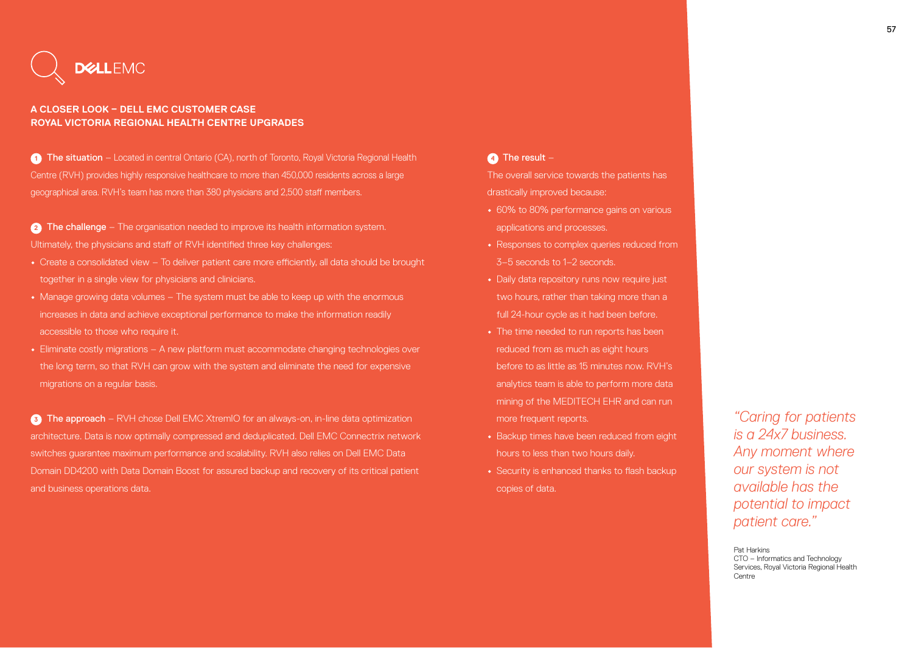DELLEMC

## A CLOSER LOOK – DELL EMC CUSTOMER CASE
## ROYAL VICTORIA REGIONAL HEALTH CENTRE UPGRADES

**1 The situation** – Located in central Ontario (CA), north of Toronto, Royal Victoria Regional Health Centre (RVH) provides highly responsive healthcare to more than 450,000 residents across a large geographical area. RVH's team has more than 380 physicians and 2,500 staff members.

**2 The challenge** – The organisation needed to improve its health information system. Ultimately, the physicians and staff of RVH identified three key challenges:

- Create a consolidated view – To deliver patient care more efficiently, all data should be brought together in a single view for physicians and clinicians.
- Manage growing data volumes – The system must be able to keep up with the enormous increases in data and achieve exceptional performance to make the information readily accessible to those who require it.
- Eliminate costly migrations – A new platform must accommodate changing technologies over the long term, so that RVH can grow with the system and eliminate the need for expensive migrations on a regular basis.

**3 The approach** – RVH chose Dell EMC XtremIO for an always-on, in-line data optimization architecture. Data is now optimally compressed and deduplicated. Dell EMC Connectrix network switches guarantee maximum performance and scalability. RVH also relies on Dell EMC Data Domain DD4200 with Data Domain Boost for assured backup and recovery of its critical patient and business operations data.

**4 The result** – The overall service towards the patients has drastically improved because:

- 60% to 80% performance gains on various applications and processes.
- Responses to complex queries reduced from 3–5 seconds to 1–2 seconds.
- Daily data repository runs now require just two hours, rather than taking more than a full 24-hour cycle as it had been before.
- The time needed to run reports has been reduced from as much as eight hours before to as little as 15 minutes now. RVH's analytics team is able to perform more data mining of the MEDITECH EHR and can run more frequent reports.
- Backup times have been reduced from eight hours to less than two hours daily.
- Security is enhanced thanks to flash backup copies of data.

*"Caring for patients is a 24x7 business. Any moment where our system is not available has the potential to impact patient care."*

Pat Harkins
CTO – Informatics and Technology Services, Royal Victoria Regional Health Centre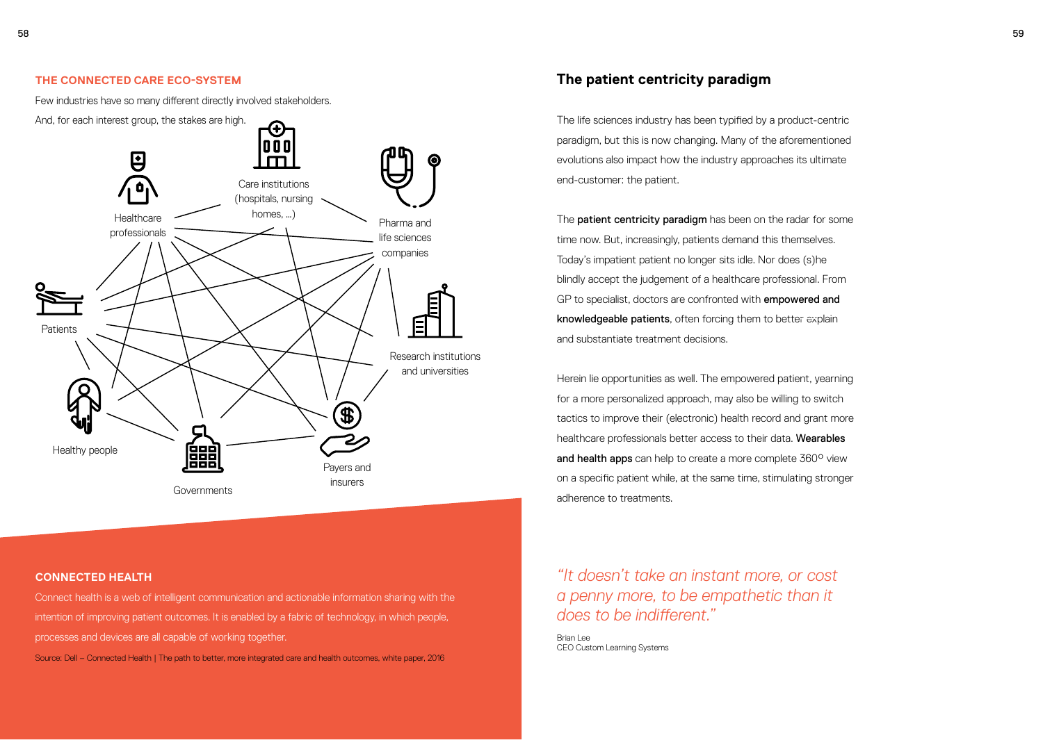## THE CONNECTED CARE ECO-SYSTEM

Few industries have so many different directly involved stakeholders. And, for each interest group, the stakes are high.

Care institutions (hospitals, nursing homes, ...)

Healthcare professionals

Pharma and life sciences companies

Patients

Research institutions and universities

Healthy people

Governments

Payers and insurers

### CONNECTED HEALTH

Connect health is a web of intelligent communication and actionable information sharing with the intention of improving patient outcomes. It is enabled by a fabric of technology, in which people, processes and devices are all capable of working together.

Source: Dell – Connected Health | The path to better, more integrated care and health outcomes, white paper, 2016

## The patient centricity paradigm

The life sciences industry has been typified by a product-centric paradigm, but this is now changing. Many of the aforementioned evolutions also impact how the industry approaches its ultimate end-customer: the patient.

The **patient centricity paradigm** has been on the radar for some time now. But, increasingly, patients demand this themselves. Today's impatient patient no longer sits idle. Nor does (s)he blindly accept the judgement of a healthcare professional. From GP to specialist, doctors are confronted with **empowered and knowledgeable patients**, often forcing them to better explain and substantiate treatment decisions.

Herein lie opportunities as well. The empowered patient, yearning for a more personalized approach, may also be willing to switch tactics to improve their (electronic) health record and grant more healthcare professionals better access to their data. **Wearables and health apps** can help to create a more complete 360° view on a specific patient while, at the same time, stimulating stronger adherence to treatments.

*"It doesn't take an instant more, or cost a penny more, to be empathetic than it does to be indifferent."*

Brian Lee
CEO Custom Learning Systems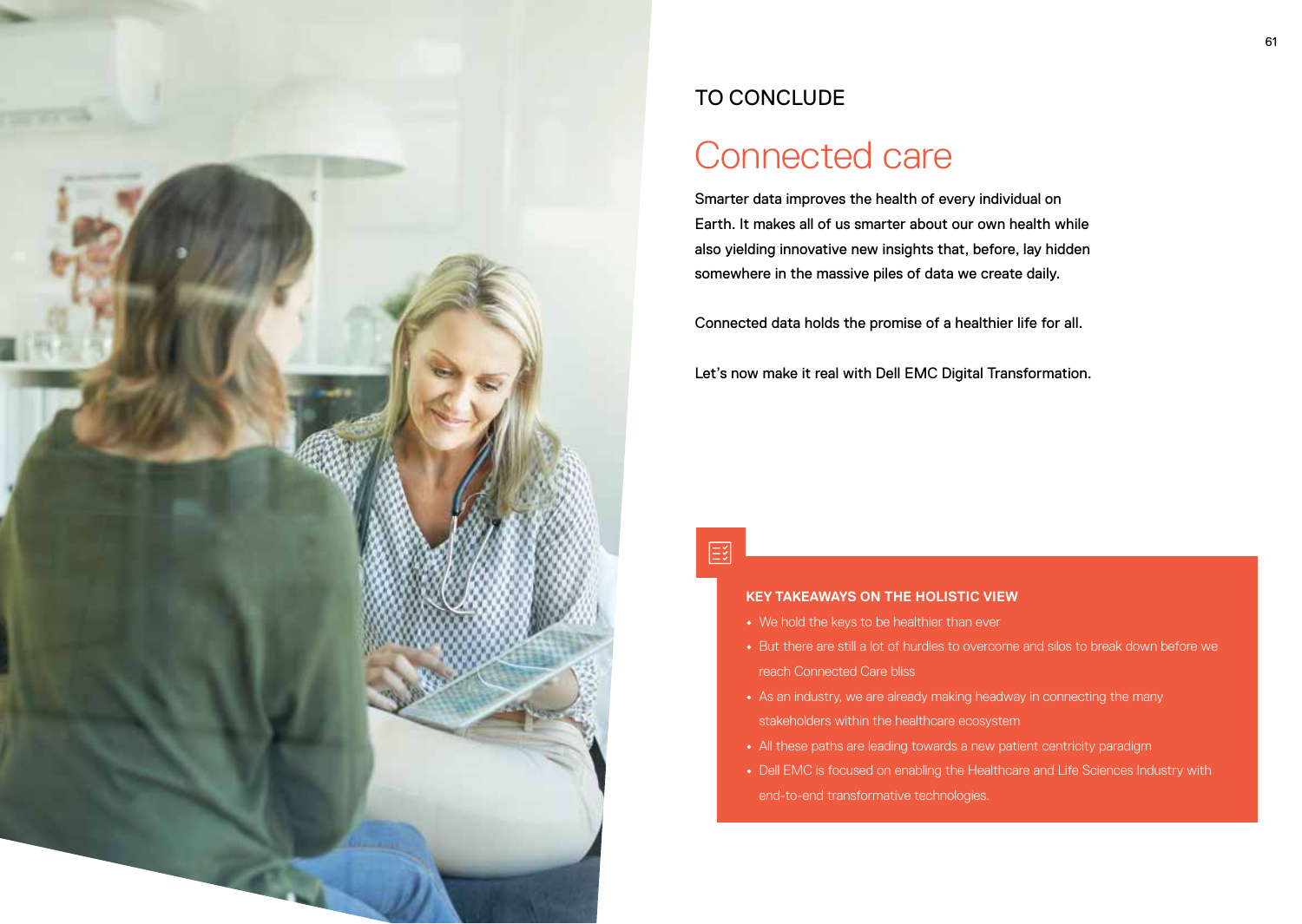TO CONCLUDE

# Connected care

Smarter data improves the health of every individual on Earth. It makes all of us smarter about our own health while also yielding innovative new insights that, before, lay hidden somewhere in the massive piles of data we create daily.

Connected data holds the promise of a healthier life for all.

Let's now make it real with Dell EMC Digital Transformation.

**KEY TAKEAWAYS ON THE HOLISTIC VIEW**

- We hold the keys to be healthier than ever
- But there are still a lot of hurdles to overcome and silos to break down before we reach Connected Care bliss
- As an industry, we are already making headway in connecting the many stakeholders within the healthcare ecosystem
- All these paths are leading towards a new patient centricity paradigm
- Dell EMC is focused on enabling the Healthcare and Life Sciences Industry with end-to-end transformative technologies.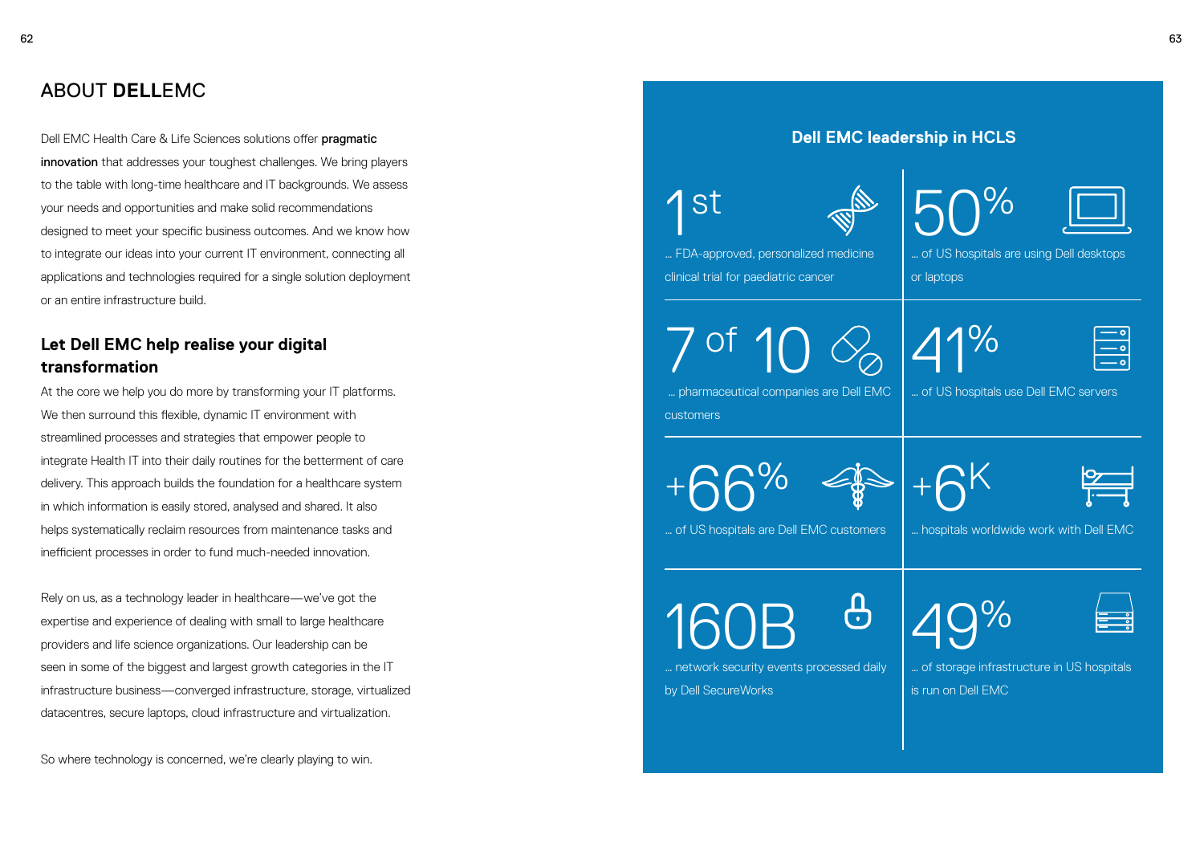# ABOUT **DELL**EMC

Dell EMC Health Care & Life Sciences solutions offer **pragmatic innovation** that addresses your toughest challenges. We bring players to the table with long-time healthcare and IT backgrounds. We assess your needs and opportunities and make solid recommendations designed to meet your specific business outcomes. And we know how to integrate our ideas into your current IT environment, connecting all applications and technologies required for a single solution deployment or an entire infrastructure build.

## Let Dell EMC help realise your digital transformation

At the core we help you do more by transforming your IT platforms. We then surround this flexible, dynamic IT environment with streamlined processes and strategies that empower people to integrate Health IT into their daily routines for the betterment of care delivery. This approach builds the foundation for a healthcare system in which information is easily stored, analysed and shared. It also helps systematically reclaim resources from maintenance tasks and inefficient processes in order to fund much-needed innovation.

Rely on us, as a technology leader in healthcare—we've got the expertise and experience of dealing with small to large healthcare providers and life science organizations. Our leadership can be seen in some of the biggest and largest growth categories in the IT infrastructure business—converged infrastructure, storage, virtualized datacentres, secure laptops, cloud infrastructure and virtualization.

So where technology is concerned, we're clearly playing to win.

## Dell EMC leadership in HCLS

**1st** ... FDA-approved, personalized medicine clinical trial for paediatric cancer

**50%** ... of US hospitals are using Dell desktops or laptops

**7 of 10** ... pharmaceutical companies are Dell EMC customers

**41%** ... of US hospitals use Dell EMC servers

**+66%** ... of US hospitals are Dell EMC customers

**+6K** ... hospitals worldwide work with Dell EMC

**160B** ... network security events processed daily by Dell SecureWorks

**49%** ... of storage infrastructure in US hospitals is run on Dell EMC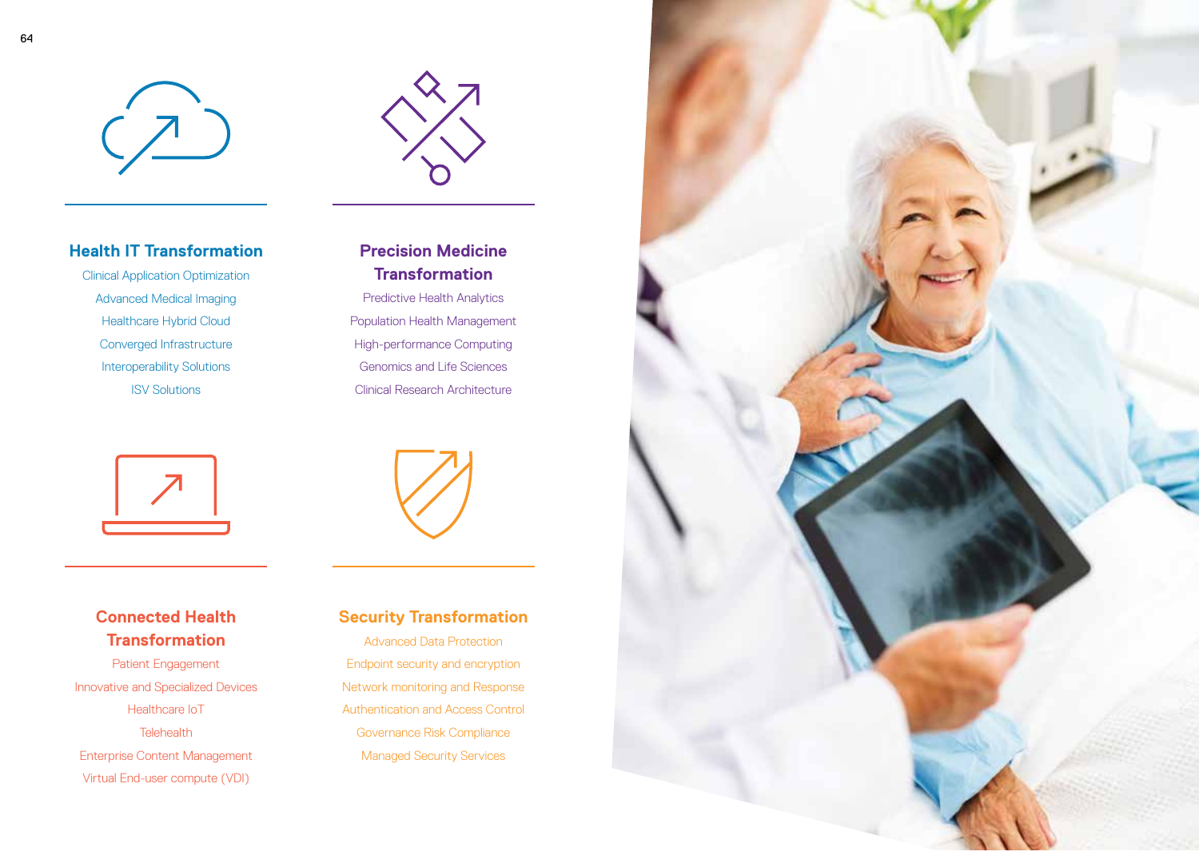## Health IT Transformation

Clinical Application Optimization

Advanced Medical Imaging

Healthcare Hybrid Cloud

Converged Infrastructure

Interoperability Solutions

ISV Solutions

## Precision Medicine Transformation

Predictive Health Analytics

Population Health Management

High-performance Computing

Genomics and Life Sciences

Clinical Research Architecture

## Connected Health Transformation

Patient Engagement

Innovative and Specialized Devices

Healthcare IoT

Telehealth

Enterprise Content Management

Virtual End-user compute (VDI)

## Security Transformation

Advanced Data Protection

Endpoint security and encryption

Network monitoring and Response

Authentication and Access Control

Governance Risk Compliance

Managed Security Services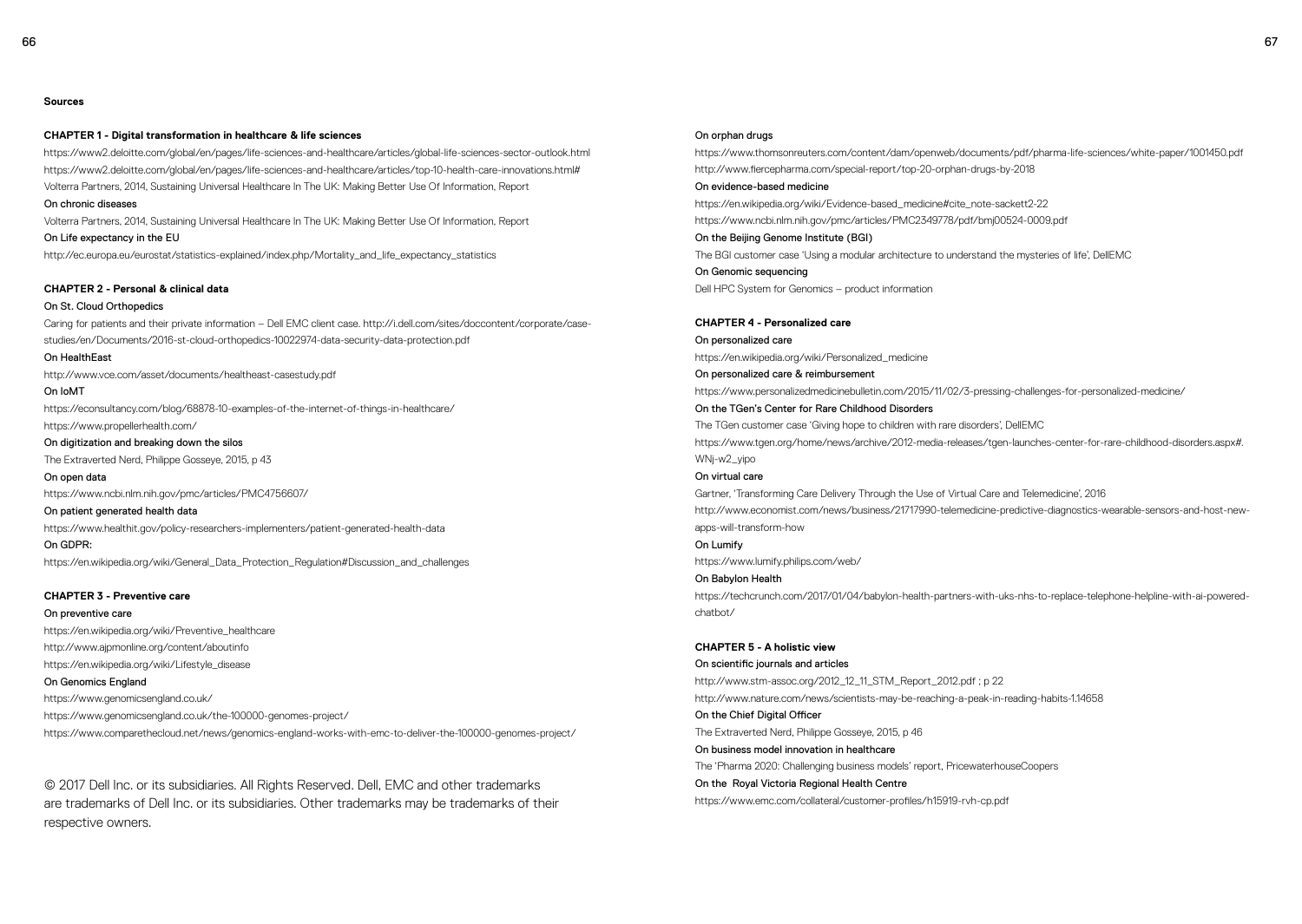**Sources**

### CHAPTER 1 - Digital transformation in healthcare & life sciences

https://www2.deloitte.com/global/en/pages/life-sciences-and-healthcare/articles/global-life-sciences-sector-outlook.html

https://www2.deloitte.com/global/en/pages/life-sciences-and-healthcare/articles/top-10-health-care-innovations.html#

Volterra Partners, 2014, Sustaining Universal Healthcare In The UK: Making Better Use Of Information, Report

On chronic diseases

Volterra Partners, 2014, Sustaining Universal Healthcare In The UK: Making Better Use Of Information, Report

On Life expectancy in the EU

http://ec.europa.eu/eurostat/statistics-explained/index.php/Mortality_and_life_expectancy_statistics

### CHAPTER 2 - Personal & clinical data

On St. Cloud Orthopedics

Caring for patients and their private information – Dell EMC client case. http://i.dell.com/sites/doccontent/corporate/case-studies/en/Documents/2016-st-cloud-orthopedics-10022974-data-security-data-protection.pdf

On HealthEast

http://www.vce.com/asset/documents/healtheast-casestudy.pdf

On IoMT

https://econsultancy.com/blog/68878-10-examples-of-the-internet-of-things-in-healthcare/

https://www.propellerhealth.com/

On digitization and breaking down the silos

The Extraverted Nerd, Philippe Gosseye, 2015, p 43

On open data

https://www.ncbi.nlm.nih.gov/pmc/articles/PMC4756607/

On patient generated health data

https://www.healthit.gov/policy-researchers-implementers/patient-generated-health-data

On GDPR:

https://en.wikipedia.org/wiki/General_Data_Protection_Regulation#Discussion_and_challenges

### CHAPTER 3 - Preventive care

On preventive care

https://en.wikipedia.org/wiki/Preventive_healthcare

http://www.ajpmonline.org/content/aboutinfo

https://en.wikipedia.org/wiki/Lifestyle_disease

On Genomics England

https://www.genomicsengland.co.uk/

https://www.genomicsengland.co.uk/the-100000-genomes-project/

https://www.comparethecloud.net/news/genomics-england-works-with-emc-to-deliver-the-100000-genomes-project/

On orphan drugs

https://www.thomsonreuters.com/content/dam/openweb/documents/pdf/pharma-life-sciences/white-paper/1001450.pdf

http://www.fiercepharma.com/special-report/top-20-orphan-drugs-by-2018

On evidence-based medicine

https://en.wikipedia.org/wiki/Evidence-based_medicine#cite_note-sackett2-22

https://www.ncbi.nlm.nih.gov/pmc/articles/PMC2349778/pdf/bmj00524-0009.pdf

On the Beijing Genome Institute (BGI)

The BGI customer case 'Using a modular architecture to understand the mysteries of life', DellEMC

On Genomic sequencing

Dell HPC System for Genomics – product information

### CHAPTER 4 - Personalized care

On personalized care

https://en.wikipedia.org/wiki/Personalized_medicine

On personalized care & reimbursement

https://www.personalizedmedicinebulletin.com/2015/11/02/3-pressing-challenges-for-personalized-medicine/

On the TGen's Center for Rare Childhood Disorders

The TGen customer case 'Giving hope to children with rare disorders', DellEMC

https://www.tgen.org/home/news/archive/2012-media-releases/tgen-launches-center-for-rare-childhood-disorders.aspx#.WNj-w2_yipo

On virtual care

Gartner, 'Transforming Care Delivery Through the Use of Virtual Care and Telemedicine', 2016

http://www.economist.com/news/business/21717990-telemedicine-predictive-diagnostics-wearable-sensors-and-host-new-apps-will-transform-how

On Lumify

https://www.lumify.philips.com/web/

On Babylon Health

https://techcrunch.com/2017/01/04/babylon-health-partners-with-uks-nhs-to-replace-telephone-helpline-with-ai-powered-chatbot/

### CHAPTER 5 - A holistic view

On scientific journals and articles

http://www.stm-assoc.org/2012_12_11_STM_Report_2012.pdf ; p 22

http://www.nature.com/news/scientists-may-be-reaching-a-peak-in-reading-habits-1.14658

On the Chief Digital Officer

The Extraverted Nerd, Philippe Gosseye, 2015, p 46

On business model innovation in healthcare

The 'Pharma 2020: Challenging business models' report, PricewaterhouseCoopers

On the Royal Victoria Regional Health Centre

https://www.emc.com/collateral/customer-profiles/h15919-rvh-cp.pdf

© 2017 Dell Inc. or its subsidiaries. All Rights Reserved. Dell, EMC and other trademarks are trademarks of Dell Inc. or its subsidiaries. Other trademarks may be trademarks of their respective owners.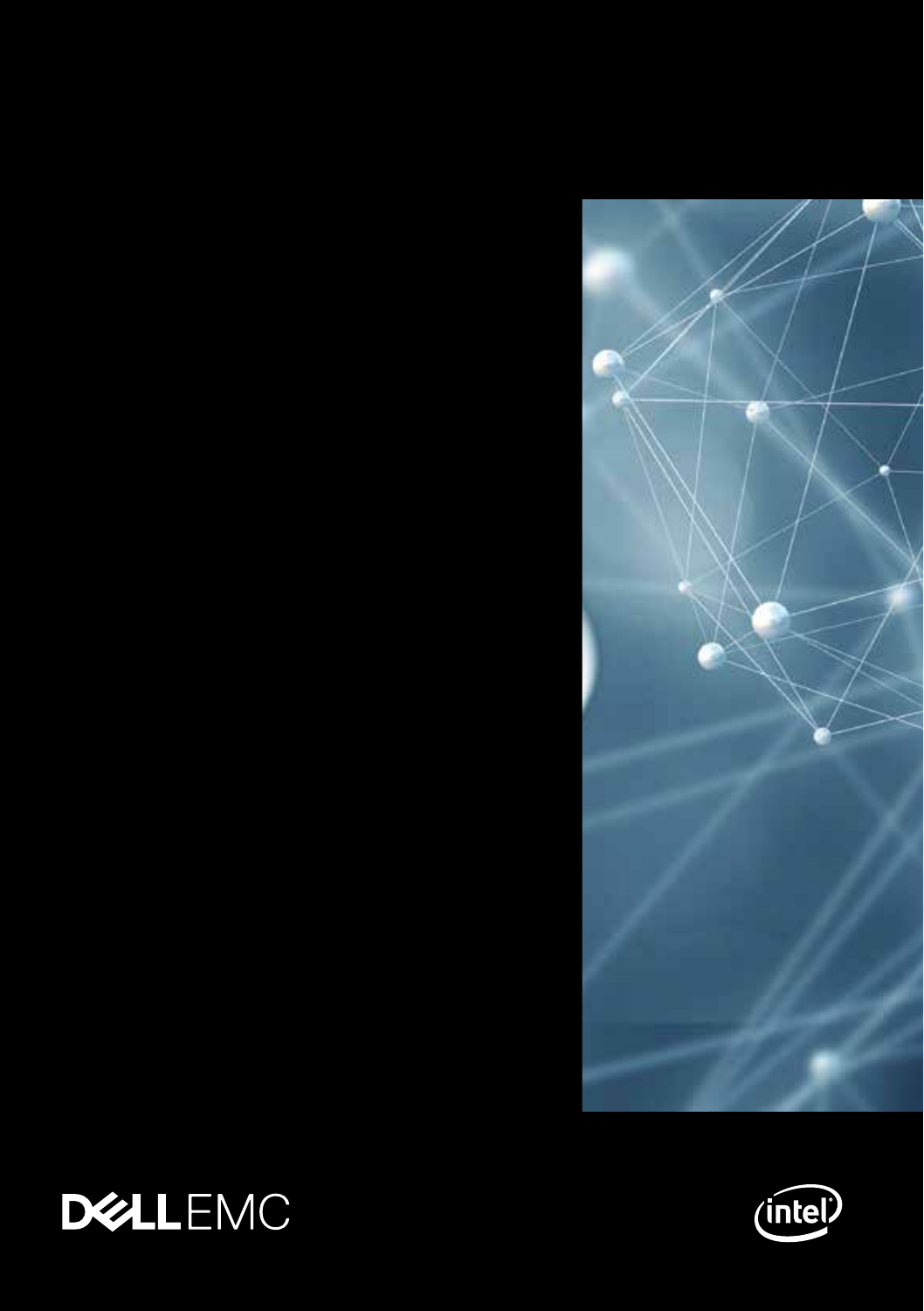DELL EMC

intel